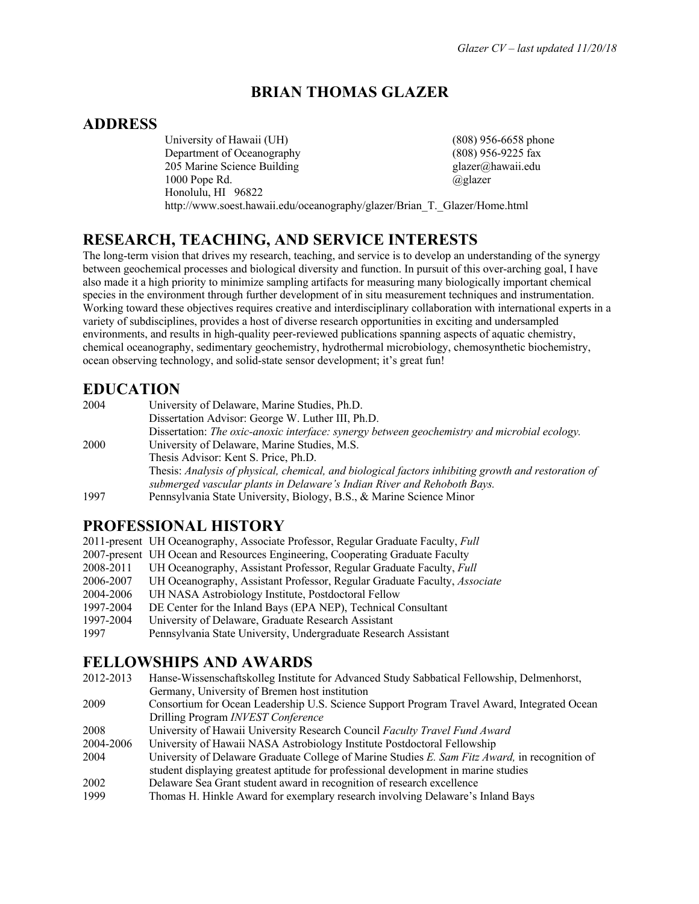# BRIAN THOMAS GLAZER

## ADDRESS

University of Hawaii (UH)
Department of Oceanography
205 Marine Science Building
1000 Pope Rd.
Honolulu, HI 96822
http://www.soest.hawaii.edu/oceanography/glazer/Brian_T._Glazer/Home.html

(808) 956-6658 phone
(808) 956-9225 fax
glazer@hawaii.edu
@glazer

## RESEARCH, TEACHING, AND SERVICE INTERESTS

The long-term vision that drives my research, teaching, and service is to develop an understanding of the synergy between geochemical processes and biological diversity and function. In pursuit of this over-arching goal, I have also made it a high priority to minimize sampling artifacts for measuring many biologically important chemical species in the environment through further development of in situ measurement techniques and instrumentation. Working toward these objectives requires creative and interdisciplinary collaboration with international experts in a variety of subdisciplines, provides a host of diverse research opportunities in exciting and undersampled environments, and results in high-quality peer-reviewed publications spanning aspects of aquatic chemistry, chemical oceanography, sedimentary geochemistry, hydrothermal microbiology, chemosynthetic biochemistry, ocean observing technology, and solid-state sensor development; it's great fun!

## EDUCATION

2004 University of Delaware, Marine Studies, Ph.D.
Dissertation Advisor: George W. Luther III, Ph.D.
Dissertation: *The oxic-anoxic interface: synergy between geochemistry and microbial ecology.*

2000 University of Delaware, Marine Studies, M.S.
Thesis Advisor: Kent S. Price, Ph.D.
Thesis: *Analysis of physical, chemical, and biological factors inhibiting growth and restoration of submerged vascular plants in Delaware's Indian River and Rehoboth Bays.*

1997 Pennsylvania State University, Biology, B.S., & Marine Science Minor

## PROFESSIONAL HISTORY

2011-present UH Oceanography, Associate Professor, Regular Graduate Faculty, *Full*
2007-present UH Ocean and Resources Engineering, Cooperating Graduate Faculty
2008-2011 UH Oceanography, Assistant Professor, Regular Graduate Faculty, *Full*
2006-2007 UH Oceanography, Assistant Professor, Regular Graduate Faculty, *Associate*
2004-2006 UH NASA Astrobiology Institute, Postdoctoral Fellow
1997-2004 DE Center for the Inland Bays (EPA NEP), Technical Consultant
1997-2004 University of Delaware, Graduate Research Assistant
1997 Pennsylvania State University, Undergraduate Research Assistant

## FELLOWSHIPS AND AWARDS

2012-2013 Hanse-Wissenschaftskolleg Institute for Advanced Study Sabbatical Fellowship, Delmenhorst, Germany, University of Bremen host institution
2009 Consortium for Ocean Leadership U.S. Science Support Program Travel Award, Integrated Ocean Drilling Program *INVEST Conference*
2008 University of Hawaii University Research Council *Faculty Travel Fund Award*
2004-2006 University of Hawaii NASA Astrobiology Institute Postdoctoral Fellowship
2004 University of Delaware Graduate College of Marine Studies *E. Sam Fitz Award,* in recognition of student displaying greatest aptitude for professional development in marine studies
2002 Delaware Sea Grant student award in recognition of research excellence
1999 Thomas H. Hinkle Award for exemplary research involving Delaware's Inland Bays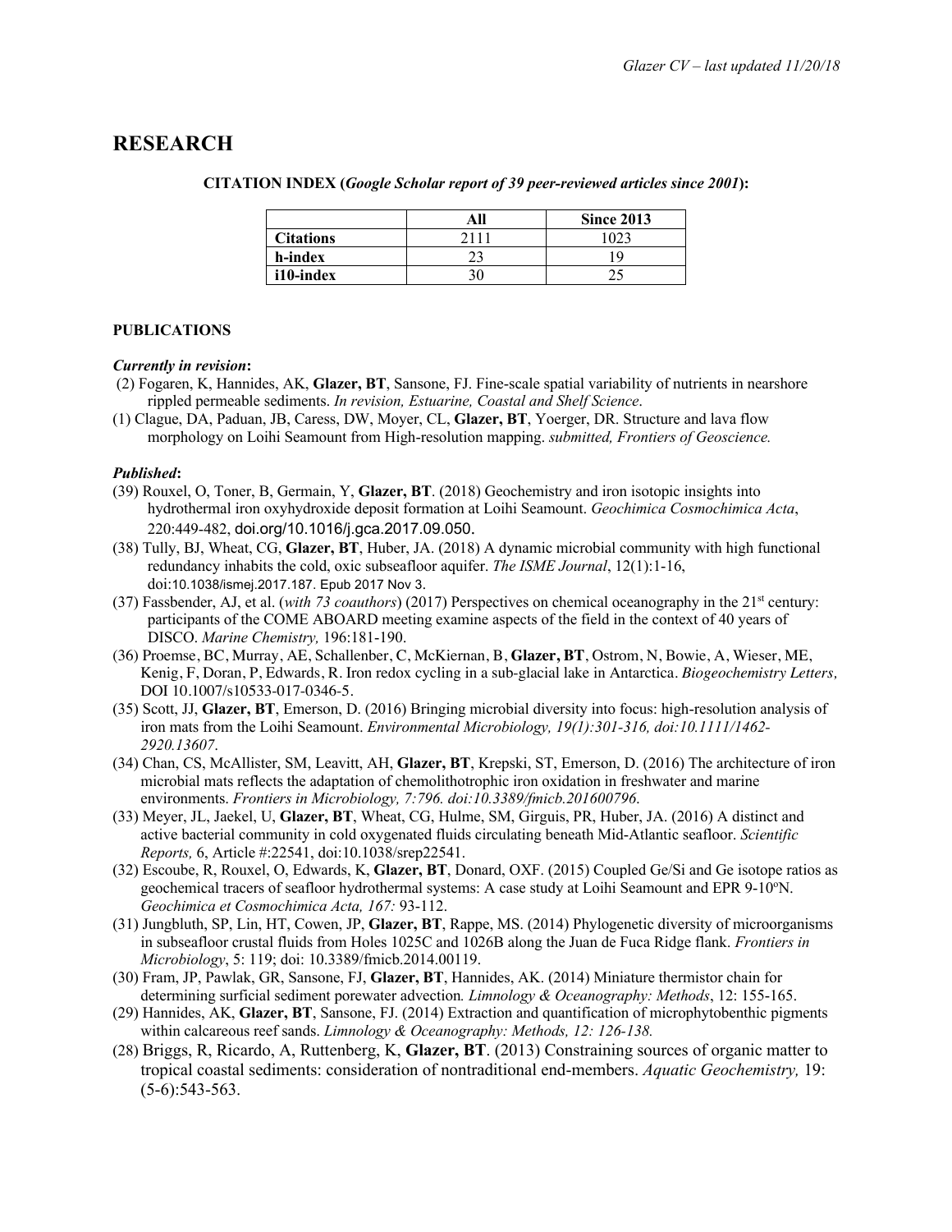# RESEARCH

**CITATION INDEX (*Google Scholar report of 39 peer-reviewed articles since 2001*):**

| | All | Since 2013 |
|---|---|---|
| **Citations** | 2111 | 1023 |
| **h-index** | 23 | 19 |
| **i10-index** | 30 | 25 |

**PUBLICATIONS**

***Currently in revision*:**

(2) Fogaren, K, Hannides, AK, **Glazer, BT**, Sansone, FJ. Fine-scale spatial variability of nutrients in nearshore rippled permeable sediments. *In revision, Estuarine, Coastal and Shelf Science*.

(1) Clague, DA, Paduan, JB, Caress, DW, Moyer, CL, **Glazer, BT**, Yoerger, DR. Structure and lava flow morphology on Loihi Seamount from High-resolution mapping. *submitted, Frontiers of Geoscience.*

***Published*:**

(39) Rouxel, O, Toner, B, Germain, Y, **Glazer, BT**. (2018) Geochemistry and iron isotopic insights into hydrothermal iron oxyhydroxide deposit formation at Loihi Seamount. *Geochimica Cosmochimica Acta*, 220:449-482, doi.org/10.1016/j.gca.2017.09.050.

(38) Tully, BJ, Wheat, CG, **Glazer, BT**, Huber, JA. (2018) A dynamic microbial community with high functional redundancy inhabits the cold, oxic subseafloor aquifer. *The ISME Journal*, 12(1):1-16, doi:10.1038/ismej.2017.187. Epub 2017 Nov 3.

(37) Fassbender, AJ, et al. (*with 73 coauthors*) (2017) Perspectives on chemical oceanography in the 21st century: participants of the COME ABOARD meeting examine aspects of the field in the context of 40 years of DISCO. *Marine Chemistry,* 196:181-190.

(36) Proemse, BC, Murray, AE, Schallenber, C, McKiernan, B, **Glazer, BT**, Ostrom, N, Bowie, A, Wieser, ME, Kenig, F, Doran, P, Edwards, R. Iron redox cycling in a sub-glacial lake in Antarctica. *Biogeochemistry Letters,* DOI 10.1007/s10533-017-0346-5.

(35) Scott, JJ, **Glazer, BT**, Emerson, D. (2016) Bringing microbial diversity into focus: high-resolution analysis of iron mats from the Loihi Seamount. *Environmental Microbiology, 19(1):301-316, doi:10.1111/1462-2920.13607*.

(34) Chan, CS, McAllister, SM, Leavitt, AH, **Glazer, BT**, Krepski, ST, Emerson, D. (2016) The architecture of iron microbial mats reflects the adaptation of chemolithotrophic iron oxidation in freshwater and marine environments. *Frontiers in Microbiology, 7:796. doi:10.3389/fmicb.201600796*.

(33) Meyer, JL, Jaekel, U, **Glazer, BT**, Wheat, CG, Hulme, SM, Girguis, PR, Huber, JA. (2016) A distinct and active bacterial community in cold oxygenated fluids circulating beneath Mid-Atlantic seafloor. *Scientific Reports,* 6, Article #:22541, doi:10.1038/srep22541.

(32) Escoube, R, Rouxel, O, Edwards, K, **Glazer, BT**, Donard, OXF. (2015) Coupled Ge/Si and Ge isotope ratios as geochemical tracers of seafloor hydrothermal systems: A case study at Loihi Seamount and EPR 9-10ºN. *Geochimica et Cosmochimica Acta, 167:* 93-112.

(31) Jungbluth, SP, Lin, HT, Cowen, JP, **Glazer, BT**, Rappe, MS. (2014) Phylogenetic diversity of microorganisms in subseafloor crustal fluids from Holes 1025C and 1026B along the Juan de Fuca Ridge flank. *Frontiers in Microbiology*, 5: 119; doi: 10.3389/fmicb.2014.00119.

(30) Fram, JP, Pawlak, GR, Sansone, FJ, **Glazer, BT**, Hannides, AK. (2014) Miniature thermistor chain for determining surficial sediment porewater advection. *Limnology & Oceanography: Methods*, 12: 155-165.

(29) Hannides, AK, **Glazer, BT**, Sansone, FJ. (2014) Extraction and quantification of microphytobenthic pigments within calcareous reef sands. *Limnology & Oceanography: Methods, 12: 126-138.*

(28) Briggs, R, Ricardo, A, Ruttenberg, K, **Glazer, BT**. (2013) Constraining sources of organic matter to tropical coastal sediments: consideration of nontraditional end-members. *Aquatic Geochemistry,* 19: (5-6):543-563.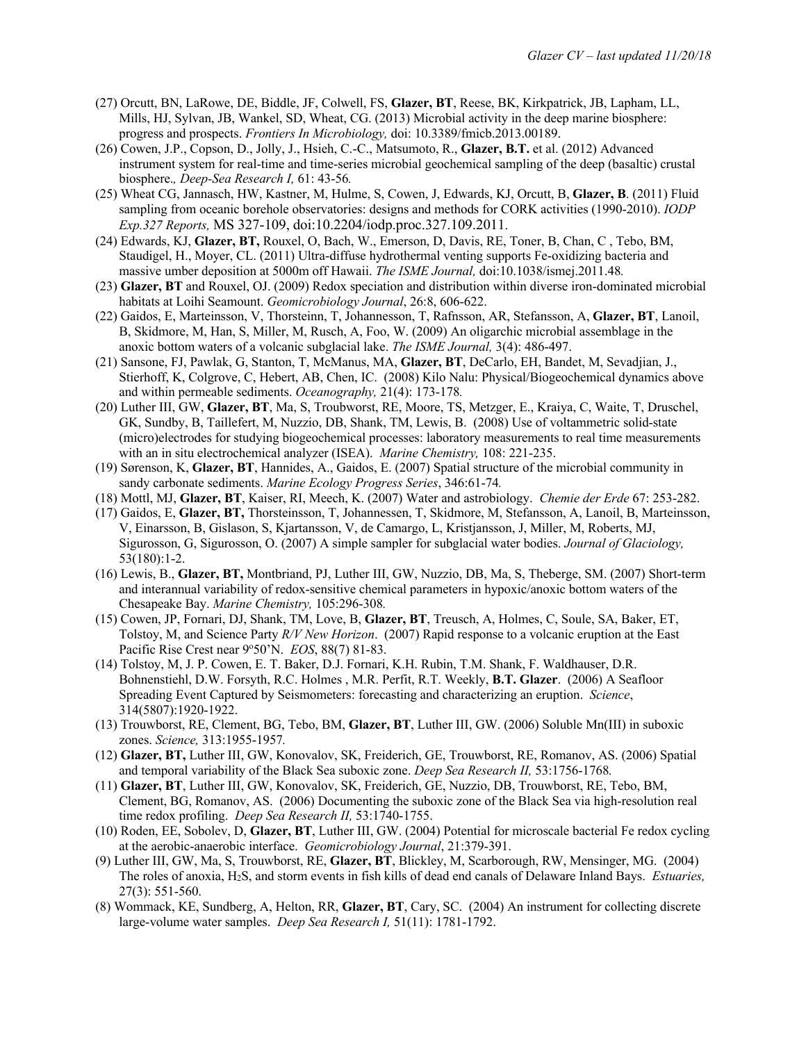(27) Orcutt, BN, LaRowe, DE, Biddle, JF, Colwell, FS, **Glazer, BT**, Reese, BK, Kirkpatrick, JB, Lapham, LL, Mills, HJ, Sylvan, JB, Wankel, SD, Wheat, CG. (2013) Microbial activity in the deep marine biosphere: progress and prospects. *Frontiers In Microbiology,* doi: 10.3389/fmicb.2013.00189.

(26) Cowen, J.P., Copson, D., Jolly, J., Hsieh, C.-C., Matsumoto, R., **Glazer, B.T.** et al. (2012) Advanced instrument system for real-time and time-series microbial geochemical sampling of the deep (basaltic) crustal biosphere*., Deep-Sea Research I,* 61: 43-56*.*

(25) Wheat CG, Jannasch, HW, Kastner, M, Hulme, S, Cowen, J, Edwards, KJ, Orcutt, B, **Glazer, B**. (2011) Fluid sampling from oceanic borehole observatories: designs and methods for CORK activities (1990-2010). *IODP Exp.327 Reports,* MS 327-109, doi:10.2204/iodp.proc.327.109.2011.

(24) Edwards, KJ, **Glazer, BT,** Rouxel, O, Bach, W., Emerson, D, Davis, RE, Toner, B, Chan, C , Tebo, BM, Staudigel, H., Moyer, CL. (2011) Ultra-diffuse hydrothermal venting supports Fe-oxidizing bacteria and massive umber deposition at 5000m off Hawaii. *The ISME Journal,* doi:10.1038/ismej.2011.48*.*

(23) **Glazer, BT** and Rouxel, OJ. (2009) Redox speciation and distribution within diverse iron-dominated microbial habitats at Loihi Seamount. *Geomicrobiology Journal*, 26:8, 606-622.

(22) Gaidos, E, Marteinsson, V, Thorsteinn, T, Johannesson, T, Rafnsson, AR, Stefansson, A, **Glazer, BT**, Lanoil, B, Skidmore, M, Han, S, Miller, M, Rusch, A, Foo, W. (2009) An oligarchic microbial assemblage in the anoxic bottom waters of a volcanic subglacial lake. *The ISME Journal,* 3(4): 486-497.

(21) Sansone, FJ, Pawlak, G, Stanton, T, McManus, MA, **Glazer, BT**, DeCarlo, EH, Bandet, M, Sevadjian, J., Stierhoff, K, Colgrove, C, Hebert, AB, Chen, IC. (2008) Kilo Nalu: Physical/Biogeochemical dynamics above and within permeable sediments. *Oceanography,* 21(4): 173-178*.*

(20) Luther III, GW, **Glazer, BT**, Ma, S, Troubworst, RE, Moore, TS, Metzger, E., Kraiya, C, Waite, T, Druschel, GK, Sundby, B, Taillefert, M, Nuzzio, DB, Shank, TM, Lewis, B. (2008) Use of voltammetric solid-state (micro)electrodes for studying biogeochemical processes: laboratory measurements to real time measurements with an in situ electrochemical analyzer (ISEA). *Marine Chemistry,* 108: 221-235.

(19) Sørenson, K, **Glazer, BT**, Hannides, A., Gaidos, E. (2007) Spatial structure of the microbial community in sandy carbonate sediments. *Marine Ecology Progress Series*, 346:61-74*.*

(18) Mottl, MJ, **Glazer, BT**, Kaiser, RI, Meech, K. (2007) Water and astrobiology. *Chemie der Erde* 67: 253-282.

(17) Gaidos, E, **Glazer, BT,** Thorsteinsson, T, Johannessen, T, Skidmore, M, Stefansson, A, Lanoil, B, Marteinsson, V, Einarsson, B, Gislason, S, Kjartansson, V, de Camargo, L, Kristjansson, J, Miller, M, Roberts, MJ, Sigurosson, G, Sigurosson, O. (2007) A simple sampler for subglacial water bodies. *Journal of Glaciology,* 53(180):1-2.

(16) Lewis, B., **Glazer, BT,** Montbriand, PJ, Luther III, GW, Nuzzio, DB, Ma, S, Theberge, SM. (2007) Short-term and interannual variability of redox-sensitive chemical parameters in hypoxic/anoxic bottom waters of the Chesapeake Bay. *Marine Chemistry,* 105:296-308*.*

(15) Cowen, JP, Fornari, DJ, Shank, TM, Love, B, **Glazer, BT**, Treusch, A, Holmes, C, Soule, SA, Baker, ET, Tolstoy, M, and Science Party *R/V New Horizon*. (2007) Rapid response to a volcanic eruption at the East Pacific Rise Crest near 9°50'N. *EOS*, 88(7) 81-83.

(14) Tolstoy, M, J. P. Cowen, E. T. Baker, D.J. Fornari, K.H. Rubin, T.M. Shank, F. Waldhauser, D.R. Bohnenstiehl, D.W. Forsyth, R.C. Holmes , M.R. Perfit, R.T. Weekly, **B.T. Glazer**. (2006) A Seafloor Spreading Event Captured by Seismometers: forecasting and characterizing an eruption. *Science*, 314(5807):1920-1922.

(13) Trouwborst, RE, Clement, BG, Tebo, BM, **Glazer, BT**, Luther III, GW. (2006) Soluble Mn(III) in suboxic zones. *Science,* 313:1955-1957*.*

(12) **Glazer, BT,** Luther III, GW, Konovalov, SK, Freiderich, GE, Trouwborst, RE, Romanov, AS. (2006) Spatial and temporal variability of the Black Sea suboxic zone. *Deep Sea Research II,* 53:1756-1768*.*

(11) **Glazer, BT**, Luther III, GW, Konovalov, SK, Freiderich, GE, Nuzzio, DB, Trouwborst, RE, Tebo, BM, Clement, BG, Romanov, AS. (2006) Documenting the suboxic zone of the Black Sea via high-resolution real time redox profiling. *Deep Sea Research II,* 53:1740-1755.

(10) Roden, EE, Sobolev, D, **Glazer, BT**, Luther III, GW. (2004) Potential for microscale bacterial Fe redox cycling at the aerobic-anaerobic interface. *Geomicrobiology Journal*, 21:379-391.

(9) Luther III, GW, Ma, S, Trouwborst, RE, **Glazer, BT**, Blickley, M, Scarborough, RW, Mensinger, MG. (2004) The roles of anoxia, $H_2S$, and storm events in fish kills of dead end canals of Delaware Inland Bays. *Estuaries,* 27(3): 551-560.

(8) Wommack, KE, Sundberg, A, Helton, RR, **Glazer, BT**, Cary, SC. (2004) An instrument for collecting discrete large-volume water samples. *Deep Sea Research I,* 51(11): 1781-1792.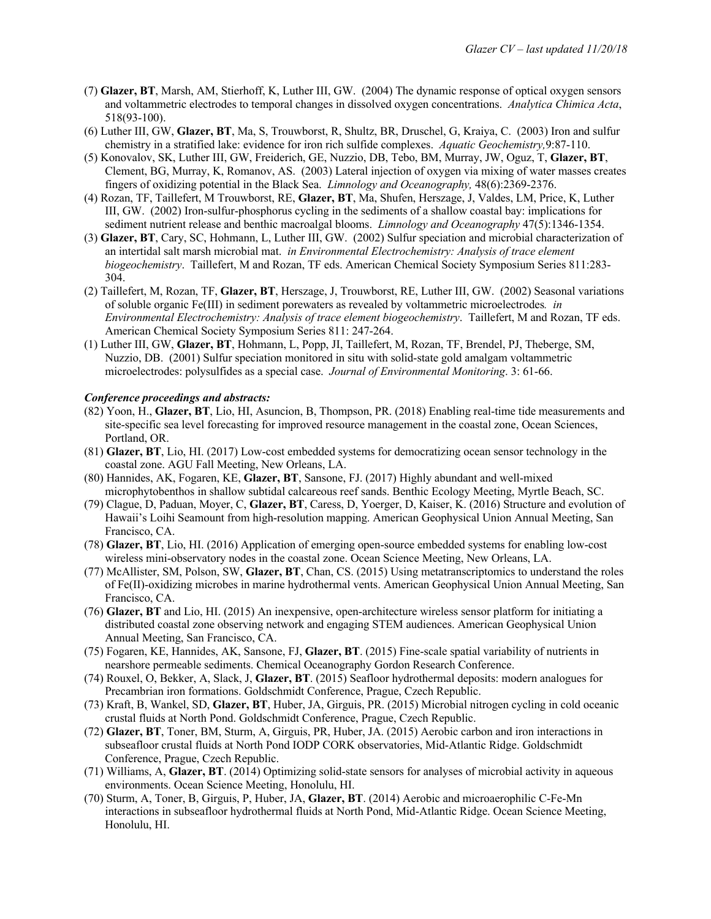(7) **Glazer, BT**, Marsh, AM, Stierhoff, K, Luther III, GW. (2004) The dynamic response of optical oxygen sensors and voltammetric electrodes to temporal changes in dissolved oxygen concentrations. *Analytica Chimica Acta*, 518(93-100).

(6) Luther III, GW, **Glazer, BT**, Ma, S, Trouwborst, R, Shultz, BR, Druschel, G, Kraiya, C. (2003) Iron and sulfur chemistry in a stratified lake: evidence for iron rich sulfide complexes. *Aquatic Geochemistry,*9:87-110.

(5) Konovalov, SK, Luther III, GW, Freiderich, GE, Nuzzio, DB, Tebo, BM, Murray, JW, Oguz, T, **Glazer, BT**, Clement, BG, Murray, K, Romanov, AS. (2003) Lateral injection of oxygen via mixing of water masses creates fingers of oxidizing potential in the Black Sea. *Limnology and Oceanography,* 48(6):2369-2376.

(4) Rozan, TF, Taillefert, M Trouwborst, RE, **Glazer, BT**, Ma, Shufen, Herszage, J, Valdes, LM, Price, K, Luther III, GW. (2002) Iron-sulfur-phosphorus cycling in the sediments of a shallow coastal bay: implications for sediment nutrient release and benthic macroalgal blooms. *Limnology and Oceanography* 47(5):1346-1354.

(3) **Glazer, BT**, Cary, SC, Hohmann, L, Luther III, GW. (2002) Sulfur speciation and microbial characterization of an intertidal salt marsh microbial mat. *in Environmental Electrochemistry: Analysis of trace element biogeochemistry*. Taillefert, M and Rozan, TF eds. American Chemical Society Symposium Series 811:283-304.

(2) Taillefert, M, Rozan, TF, **Glazer, BT**, Herszage, J, Trouwborst, RE, Luther III, GW. (2002) Seasonal variations of soluble organic Fe(III) in sediment porewaters as revealed by voltammetric microelectrodes*. in Environmental Electrochemistry: Analysis of trace element biogeochemistry*. Taillefert, M and Rozan, TF eds. American Chemical Society Symposium Series 811: 247-264.

(1) Luther III, GW, **Glazer, BT**, Hohmann, L, Popp, JI, Taillefert, M, Rozan, TF, Brendel, PJ, Theberge, SM, Nuzzio, DB. (2001) Sulfur speciation monitored in situ with solid-state gold amalgam voltammetric microelectrodes: polysulfides as a special case. *Journal of Environmental Monitoring*. 3: 61-66.

***Conference proceedings and abstracts:***

(82) Yoon, H., **Glazer, BT**, Lio, HI, Asuncion, B, Thompson, PR. (2018) Enabling real-time tide measurements and site-specific sea level forecasting for improved resource management in the coastal zone, Ocean Sciences, Portland, OR.

(81) **Glazer, BT**, Lio, HI. (2017) Low-cost embedded systems for democratizing ocean sensor technology in the coastal zone. AGU Fall Meeting, New Orleans, LA.

(80) Hannides, AK, Fogaren, KE, **Glazer, BT**, Sansone, FJ. (2017) Highly abundant and well-mixed microphytobenthos in shallow subtidal calcareous reef sands. Benthic Ecology Meeting, Myrtle Beach, SC.

(79) Clague, D, Paduan, Moyer, C, **Glazer, BT**, Caress, D, Yoerger, D, Kaiser, K. (2016) Structure and evolution of Hawaii's Loihi Seamount from high-resolution mapping. American Geophysical Union Annual Meeting, San Francisco, CA.

(78) **Glazer, BT**, Lio, HI. (2016) Application of emerging open-source embedded systems for enabling low-cost wireless mini-observatory nodes in the coastal zone. Ocean Science Meeting, New Orleans, LA.

(77) McAllister, SM, Polson, SW, **Glazer, BT**, Chan, CS. (2015) Using metatranscriptomics to understand the roles of Fe(II)-oxidizing microbes in marine hydrothermal vents. American Geophysical Union Annual Meeting, San Francisco, CA.

(76) **Glazer, BT** and Lio, HI. (2015) An inexpensive, open-architecture wireless sensor platform for initiating a distributed coastal zone observing network and engaging STEM audiences. American Geophysical Union Annual Meeting, San Francisco, CA.

(75) Fogaren, KE, Hannides, AK, Sansone, FJ, **Glazer, BT**. (2015) Fine-scale spatial variability of nutrients in nearshore permeable sediments. Chemical Oceanography Gordon Research Conference.

(74) Rouxel, O, Bekker, A, Slack, J, **Glazer, BT**. (2015) Seafloor hydrothermal deposits: modern analogues for Precambrian iron formations. Goldschmidt Conference, Prague, Czech Republic.

(73) Kraft, B, Wankel, SD, **Glazer, BT**, Huber, JA, Girguis, PR. (2015) Microbial nitrogen cycling in cold oceanic crustal fluids at North Pond. Goldschmidt Conference, Prague, Czech Republic.

(72) **Glazer, BT**, Toner, BM, Sturm, A, Girguis, PR, Huber, JA. (2015) Aerobic carbon and iron interactions in subseafloor crustal fluids at North Pond IODP CORK observatories, Mid-Atlantic Ridge. Goldschmidt Conference, Prague, Czech Republic.

(71) Williams, A, **Glazer, BT**. (2014) Optimizing solid-state sensors for analyses of microbial activity in aqueous environments. Ocean Science Meeting, Honolulu, HI.

(70) Sturm, A, Toner, B, Girguis, P, Huber, JA, **Glazer, BT**. (2014) Aerobic and microaerophilic C-Fe-Mn interactions in subseafloor hydrothermal fluids at North Pond, Mid-Atlantic Ridge. Ocean Science Meeting, Honolulu, HI.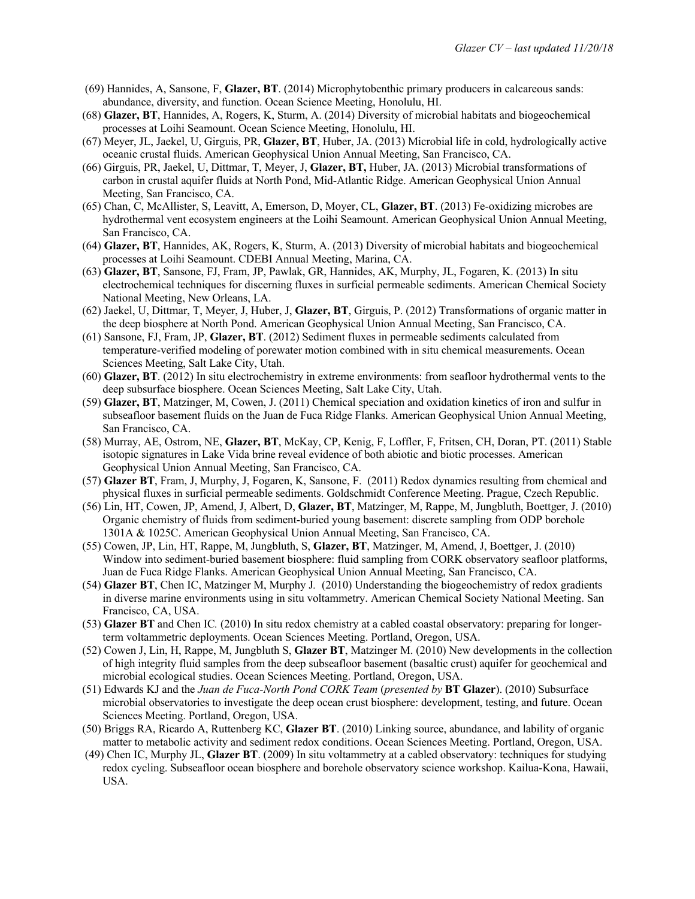(69) Hannides, A, Sansone, F, **Glazer, BT**. (2014) Microphytobenthic primary producers in calcareous sands: abundance, diversity, and function. Ocean Science Meeting, Honolulu, HI.

(68) **Glazer, BT**, Hannides, A, Rogers, K, Sturm, A. (2014) Diversity of microbial habitats and biogeochemical processes at Loihi Seamount. Ocean Science Meeting, Honolulu, HI.

(67) Meyer, JL, Jaekel, U, Girguis, PR, **Glazer, BT**, Huber, JA. (2013) Microbial life in cold, hydrologically active oceanic crustal fluids. American Geophysical Union Annual Meeting, San Francisco, CA.

(66) Girguis, PR, Jaekel, U, Dittmar, T, Meyer, J, **Glazer, BT,** Huber, JA. (2013) Microbial transformations of carbon in crustal aquifer fluids at North Pond, Mid-Atlantic Ridge. American Geophysical Union Annual Meeting, San Francisco, CA.

(65) Chan, C, McAllister, S, Leavitt, A, Emerson, D, Moyer, CL, **Glazer, BT**. (2013) Fe-oxidizing microbes are hydrothermal vent ecosystem engineers at the Loihi Seamount. American Geophysical Union Annual Meeting, San Francisco, CA.

(64) **Glazer, BT**, Hannides, AK, Rogers, K, Sturm, A. (2013) Diversity of microbial habitats and biogeochemical processes at Loihi Seamount. CDEBI Annual Meeting, Marina, CA.

(63) **Glazer, BT**, Sansone, FJ, Fram, JP, Pawlak, GR, Hannides, AK, Murphy, JL, Fogaren, K. (2013) In situ electrochemical techniques for discerning fluxes in surficial permeable sediments. American Chemical Society National Meeting, New Orleans, LA.

(62) Jaekel, U, Dittmar, T, Meyer, J, Huber, J, **Glazer, BT**, Girguis, P. (2012) Transformations of organic matter in the deep biosphere at North Pond. American Geophysical Union Annual Meeting, San Francisco, CA.

(61) Sansone, FJ, Fram, JP, **Glazer, BT**. (2012) Sediment fluxes in permeable sediments calculated from temperature-verified modeling of porewater motion combined with in situ chemical measurements. Ocean Sciences Meeting, Salt Lake City, Utah.

(60) **Glazer, BT**. (2012) In situ electrochemistry in extreme environments: from seafloor hydrothermal vents to the deep subsurface biosphere. Ocean Sciences Meeting, Salt Lake City, Utah.

(59) **Glazer, BT**, Matzinger, M, Cowen, J. (2011) Chemical speciation and oxidation kinetics of iron and sulfur in subseafloor basement fluids on the Juan de Fuca Ridge Flanks. American Geophysical Union Annual Meeting, San Francisco, CA.

(58) Murray, AE, Ostrom, NE, **Glazer, BT**, McKay, CP, Kenig, F, Loffler, F, Fritsen, CH, Doran, PT. (2011) Stable isotopic signatures in Lake Vida brine reveal evidence of both abiotic and biotic processes. American Geophysical Union Annual Meeting, San Francisco, CA.

(57) **Glazer BT**, Fram, J, Murphy, J, Fogaren, K, Sansone, F. (2011) Redox dynamics resulting from chemical and physical fluxes in surficial permeable sediments. Goldschmidt Conference Meeting. Prague, Czech Republic.

(56) Lin, HT, Cowen, JP, Amend, J, Albert, D, **Glazer, BT**, Matzinger, M, Rappe, M, Jungbluth, Boettger, J. (2010) Organic chemistry of fluids from sediment-buried young basement: discrete sampling from ODP borehole 1301A & 1025C. American Geophysical Union Annual Meeting, San Francisco, CA.

(55) Cowen, JP, Lin, HT, Rappe, M, Jungbluth, S, **Glazer, BT**, Matzinger, M, Amend, J, Boettger, J. (2010) Window into sediment-buried basement biosphere: fluid sampling from CORK observatory seafloor platforms, Juan de Fuca Ridge Flanks. American Geophysical Union Annual Meeting, San Francisco, CA.

(54) **Glazer BT**, Chen IC, Matzinger M, Murphy J. (2010) Understanding the biogeochemistry of redox gradients in diverse marine environments using in situ voltammetry. American Chemical Society National Meeting. San Francisco, CA, USA.

(53) **Glazer BT** and Chen IC. (2010) In situ redox chemistry at a cabled coastal observatory: preparing for longer-term voltammetric deployments. Ocean Sciences Meeting. Portland, Oregon, USA.

(52) Cowen J, Lin, H, Rappe, M, Jungbluth S, **Glazer BT**, Matzinger M. (2010) New developments in the collection of high integrity fluid samples from the deep subseafloor basement (basaltic crust) aquifer for geochemical and microbial ecological studies. Ocean Sciences Meeting. Portland, Oregon, USA.

(51) Edwards KJ and the *Juan de Fuca-North Pond CORK Team* (*presented by* **BT Glazer**). (2010) Subsurface microbial observatories to investigate the deep ocean crust biosphere: development, testing, and future. Ocean Sciences Meeting. Portland, Oregon, USA.

(50) Briggs RA, Ricardo A, Ruttenberg KC, **Glazer BT**. (2010) Linking source, abundance, and lability of organic matter to metabolic activity and sediment redox conditions. Ocean Sciences Meeting. Portland, Oregon, USA.

(49) Chen IC, Murphy JL, **Glazer BT**. (2009) In situ voltammetry at a cabled observatory: techniques for studying redox cycling. Subseafloor ocean biosphere and borehole observatory science workshop. Kailua-Kona, Hawaii, USA.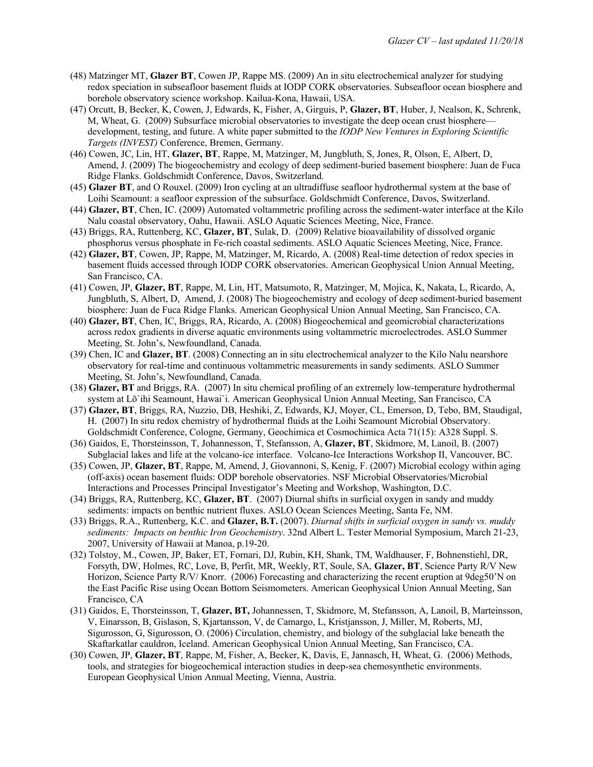(48) Matzinger MT, **Glazer BT**, Cowen JP, Rappe MS. (2009) An in situ electrochemical analyzer for studying redox speciation in subseafloor basement fluids at IODP CORK observatories. Subseafloor ocean biosphere and borehole observatory science workshop. Kailua-Kona, Hawaii, USA.

(47) Orcutt, B, Becker, K, Cowen, J, Edwards, K, Fisher, A, Girguis, P, **Glazer, BT**, Huber, J, Nealson, K, Schrenk, M, Wheat, G. (2009) Subsurface microbial observatories to investigate the deep ocean crust biosphere—development, testing, and future. A white paper submitted to the *IODP New Ventures in Exploring Scientific Targets (INVEST)* Conference, Bremen, Germany.

(46) Cowen, JC, Lin, HT, **Glazer, BT**, Rappe, M, Matzinger, M, Jungbluth, S, Jones, R, Olson, E, Albert, D, Amend, J. (2009) The biogeochemistry and ecology of deep sediment-buried basement biosphere: Juan de Fuca Ridge Flanks. Goldschmidt Conference, Davos, Switzerland.

(45) **Glazer BT**, and O Rouxel. (2009) Iron cycling at an ultradiffuse seafloor hydrothermal system at the base of Loihi Seamount: a seafloor expression of the subsurface. Goldschmidt Conference, Davos, Switzerland.

(44) **Glazer, BT**, Chen, IC. (2009) Automated voltammetric profiling across the sediment-water interface at the Kilo Nalu coastal observatory, Oahu, Hawaii. ASLO Aquatic Sciences Meeting, Nice, France.

(43) Briggs, RA, Ruttenberg, KC, **Glazer, BT**, Sulak, D. (2009) Relative bioavailability of dissolved organic phosphorus versus phosphate in Fe-rich coastal sediments. ASLO Aquatic Sciences Meeting, Nice, France.

(42) **Glazer, BT**, Cowen, JP, Rappe, M, Matzinger, M, Ricardo, A. (2008) Real-time detection of redox species in basement fluids accessed through IODP CORK observatories. American Geophysical Union Annual Meeting, San Francisco, CA.

(41) Cowen, JP, **Glazer, BT**, Rappe, M, Lin, HT, Matsumoto, R, Matzinger, M, Mojica, K, Nakata, L, Ricardo, A, Jungbluth, S, Albert, D, Amend, J. (2008) The biogeochemistry and ecology of deep sediment-buried basement biosphere: Juan de Fuca Ridge Flanks. American Geophysical Union Annual Meeting, San Francisco, CA.

(40) **Glazer, BT**, Chen, IC, Briggs, RA, Ricardo, A. (2008) Biogeochemical and geomicrobial characterizations across redox gradients in diverse aquatic environments using voltammetric microelectrodes. ASLO Summer Meeting, St. John's, Newfoundland, Canada.

(39) Chen, IC and **Glazer, BT**. (2008) Connecting an in situ electrochemical analyzer to the Kilo Nalu nearshore observatory for real-time and continuous voltammetric measurements in sandy sediments. ASLO Summer Meeting, St. John's, Newfoundland, Canada.

(38) **Glazer, BT** and Briggs, RA. (2007) In situ chemical profiling of an extremely low-temperature hydrothermal system at Lō`ihi Seamount, Hawai`i. American Geophysical Union Annual Meeting, San Francisco, CA

(37) **Glazer, BT**, Briggs, RA, Nuzzio, DB, Heshiki, Z, Edwards, KJ, Moyer, CL, Emerson, D, Tebo, BM, Staudigal, H. (2007) In situ redox chemistry of hydrothermal fluids at the Loihi Seamount Microbial Observatory. Goldschmidt Conference, Cologne, Germany, Geochimica et Cosmochimica Acta 71(15): A328 Suppl. S.

(36) Gaidos, E, Thorsteinsson, T, Johannesson, T, Stefansson, A, **Glazer, BT**, Skidmore, M, Lanoil, B. (2007) Subglacial lakes and life at the volcano-ice interface. Volcano-Ice Interactions Workshop II, Vancouver, BC.

(35) Cowen, JP, **Glazer, BT**, Rappe, M, Amend, J, Giovannoni, S, Kenig, F. (2007) Microbial ecology within aging (off-axis) ocean basement fluids: ODP borehole observatories. NSF Microbial Observatories/Microbial Interactions and Processes Principal Investigator's Meeting and Workshop, Washington, D.C.

(34) Briggs, RA, Ruttenberg, KC, **Glazer, BT**. (2007) Diurnal shifts in surficial oxygen in sandy and muddy sediments: impacts on benthic nutrient fluxes. ASLO Ocean Sciences Meeting, Santa Fe, NM.

(33) Briggs, R.A., Ruttenberg, K.C. and **Glazer, B.T.** (2007). *Diurnal shifts in surficial oxygen in sandy vs. muddy sediments: Impacts on benthic Iron Geochemistry*. 32nd Albert L. Tester Memorial Symposium, March 21-23, 2007, University of Hawaii at Manoa, p.19-20.

(32) Tolstoy, M., Cowen, JP, Baker, ET, Fornari, DJ, Rubin, KH, Shank, TM, Waldhauser, F, Bohnenstiehl, DR, Forsyth, DW, Holmes, RC, Love, B, Perfit, MR, Weekly, RT, Soule, SA, **Glazer, BT**, Science Party R/V New Horizon, Science Party R/V/ Knorr. (2006) Forecasting and characterizing the recent eruption at 9deg50'N on the East Pacific Rise using Ocean Bottom Seismometers. American Geophysical Union Annual Meeting, San Francisco, CA

(31) Gaidos, E, Thorsteinsson, T, **Glazer, BT,** Johannessen, T, Skidmore, M, Stefansson, A, Lanoil, B, Marteinsson, V, Einarsson, B, Gislason, S, Kjartansson, V, de Camargo, L, Kristjansson, J, Miller, M, Roberts, MJ, Sigurosson, G, Sigurosson, O. (2006) Circulation, chemistry, and biology of the subglacial lake beneath the Skaftarkatlar cauldron, Iceland. American Geophysical Union Annual Meeting, San Francisco, CA.

(30) Cowen, JP, **Glazer, BT**, Rappe, M, Fisher, A, Becker, K, Davis, E, Jannasch, H, Wheat, G. (2006) Methods, tools, and strategies for biogeochemical interaction studies in deep-sea chemosynthetic environments. European Geophysical Union Annual Meeting, Vienna, Austria.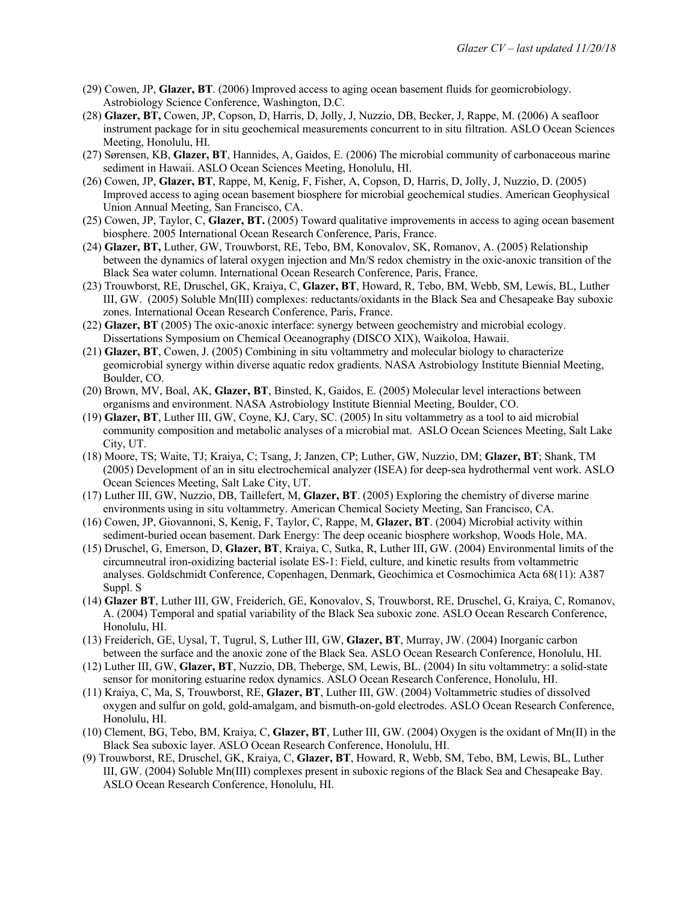(29) Cowen, JP, **Glazer, BT**. (2006) Improved access to aging ocean basement fluids for geomicrobiology. Astrobiology Science Conference, Washington, D.C.

(28) **Glazer, BT,** Cowen, JP, Copson, D, Harris, D, Jolly, J, Nuzzio, DB, Becker, J, Rappe, M. (2006) A seafloor instrument package for in situ geochemical measurements concurrent to in situ filtration. ASLO Ocean Sciences Meeting, Honolulu, HI.

(27) Sørensen, KB, **Glazer, BT**, Hannides, A, Gaidos, E. (2006) The microbial community of carbonaceous marine sediment in Hawaii. ASLO Ocean Sciences Meeting, Honolulu, HI.

(26) Cowen, JP, **Glazer, BT**, Rappe, M, Kenig, F, Fisher, A, Copson, D, Harris, D, Jolly, J, Nuzzio, D. (2005) Improved access to aging ocean basement biosphere for microbial geochemical studies. American Geophysical Union Annual Meeting, San Francisco, CA.

(25) Cowen, JP, Taylor, C, **Glazer, BT.** (2005) Toward qualitative improvements in access to aging ocean basement biosphere. 2005 International Ocean Research Conference, Paris, France.

(24) **Glazer, BT,** Luther, GW, Trouwborst, RE, Tebo, BM, Konovalov, SK, Romanov, A. (2005) Relationship between the dynamics of lateral oxygen injection and Mn/S redox chemistry in the oxic-anoxic transition of the Black Sea water column. International Ocean Research Conference, Paris, France.

(23) Trouwborst, RE, Druschel, GK, Kraiya, C, **Glazer, BT**, Howard, R, Tebo, BM, Webb, SM, Lewis, BL, Luther III, GW. (2005) Soluble Mn(III) complexes: reductants/oxidants in the Black Sea and Chesapeake Bay suboxic zones. International Ocean Research Conference, Paris, France.

(22) **Glazer, BT** (2005) The oxic-anoxic interface: synergy between geochemistry and microbial ecology. Dissertations Symposium on Chemical Oceanography (DISCO XIX), Waikoloa, Hawaii.

(21) **Glazer, BT**, Cowen, J. (2005) Combining in situ voltammetry and molecular biology to characterize geomicrobial synergy within diverse aquatic redox gradients. NASA Astrobiology Institute Biennial Meeting, Boulder, CO.

(20) Brown, MV, Boal, AK, **Glazer, BT**, Binsted, K, Gaidos, E. (2005) Molecular level interactions between organisms and environment. NASA Astrobiology Institute Biennial Meeting, Boulder, CO.

(19) **Glazer, BT**, Luther III, GW, Coyne, KJ, Cary, SC. (2005) In situ voltammetry as a tool to aid microbial community composition and metabolic analyses of a microbial mat. ASLO Ocean Sciences Meeting, Salt Lake City, UT.

(18) Moore, TS; Waite, TJ; Kraiya, C; Tsang, J; Janzen, CP; Luther, GW, Nuzzio, DM; **Glazer, BT**; Shank, TM (2005) Development of an in situ electrochemical analyzer (ISEA) for deep-sea hydrothermal vent work. ASLO Ocean Sciences Meeting, Salt Lake City, UT.

(17) Luther III, GW, Nuzzio, DB, Taillefert, M, **Glazer, BT**. (2005) Exploring the chemistry of diverse marine environments using in situ voltammetry. American Chemical Society Meeting, San Francisco, CA.

(16) Cowen, JP, Giovannoni, S, Kenig, F, Taylor, C, Rappe, M, **Glazer, BT**. (2004) Microbial activity within sediment-buried ocean basement. Dark Energy: The deep oceanic biosphere workshop, Woods Hole, MA.

(15) Druschel, G, Emerson, D, **Glazer, BT**, Kraiya, C, Sutka, R, Luther III, GW. (2004) Environmental limits of the circumneutral iron-oxidizing bacterial isolate ES-1: Field, culture, and kinetic results from voltammetric analyses. Goldschmidt Conference, Copenhagen, Denmark, Geochimica et Cosmochimica Acta 68(11): A387 Suppl. S

(14) **Glazer BT**, Luther III, GW, Freiderich, GE, Konovalov, S, Trouwborst, RE, Druschel, G, Kraiya, C, Romanov, A. (2004) Temporal and spatial variability of the Black Sea suboxic zone. ASLO Ocean Research Conference, Honolulu, HI.

(13) Freiderich, GE, Uysal, T, Tugrul, S, Luther III, GW, **Glazer, BT**, Murray, JW. (2004) Inorganic carbon between the surface and the anoxic zone of the Black Sea. ASLO Ocean Research Conference, Honolulu, HI.

(12) Luther III, GW, **Glazer, BT**, Nuzzio, DB, Theberge, SM, Lewis, BL. (2004) In situ voltammetry: a solid-state sensor for monitoring estuarine redox dynamics. ASLO Ocean Research Conference, Honolulu, HI.

(11) Kraiya, C, Ma, S, Trouwborst, RE, **Glazer, BT**, Luther III, GW. (2004) Voltammetric studies of dissolved oxygen and sulfur on gold, gold-amalgam, and bismuth-on-gold electrodes. ASLO Ocean Research Conference, Honolulu, HI.

(10) Clement, BG, Tebo, BM, Kraiya, C, **Glazer, BT**, Luther III, GW. (2004) Oxygen is the oxidant of Mn(II) in the Black Sea suboxic layer. ASLO Ocean Research Conference, Honolulu, HI.

(9) Trouwborst, RE, Druschel, GK, Kraiya, C, **Glazer, BT**, Howard, R, Webb, SM, Tebo, BM, Lewis, BL, Luther III, GW. (2004) Soluble Mn(III) complexes present in suboxic regions of the Black Sea and Chesapeake Bay. ASLO Ocean Research Conference, Honolulu, HI.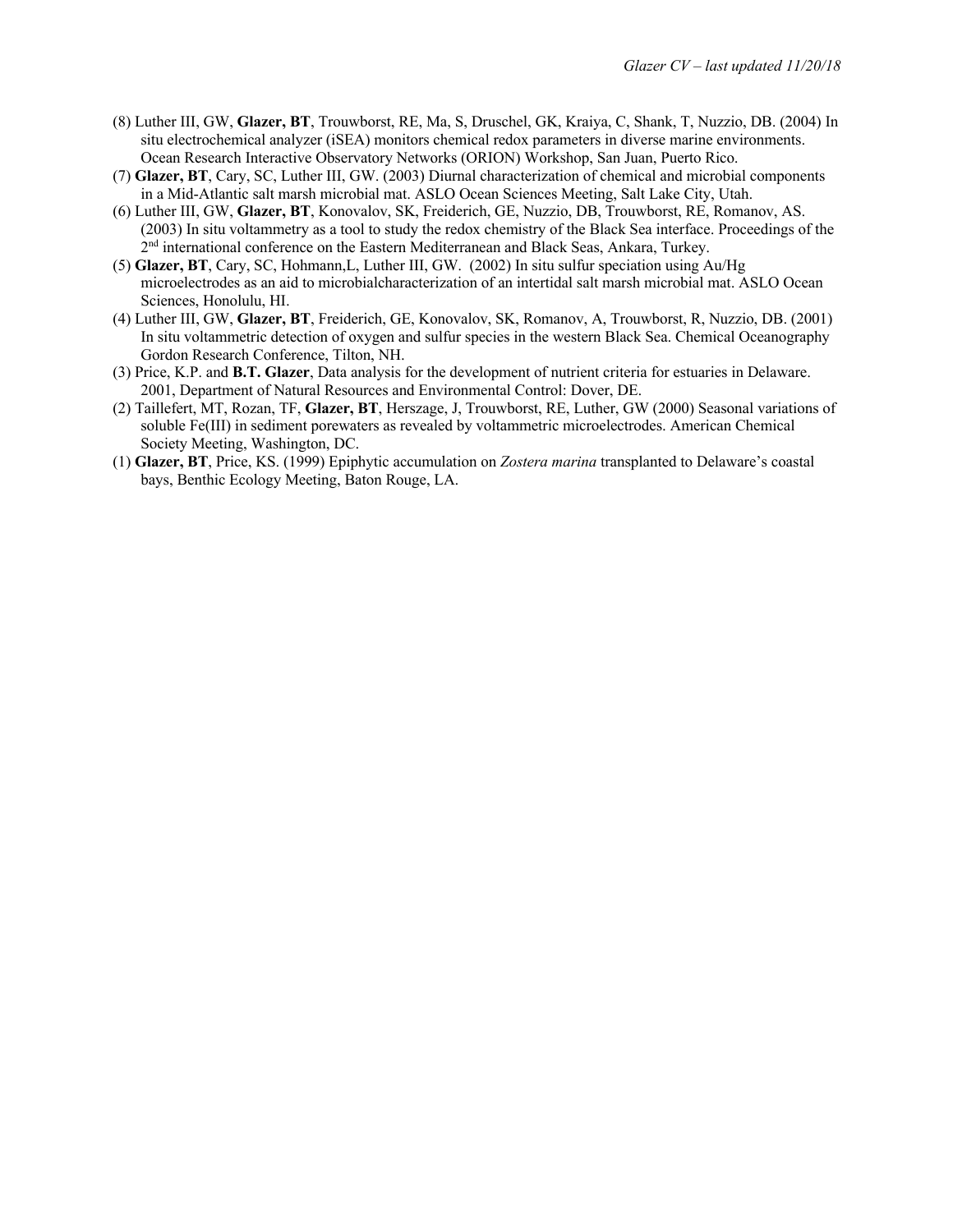(8) Luther III, GW, **Glazer, BT**, Trouwborst, RE, Ma, S, Druschel, GK, Kraiya, C, Shank, T, Nuzzio, DB. (2004) In situ electrochemical analyzer (iSEA) monitors chemical redox parameters in diverse marine environments. Ocean Research Interactive Observatory Networks (ORION) Workshop, San Juan, Puerto Rico.

(7) **Glazer, BT**, Cary, SC, Luther III, GW. (2003) Diurnal characterization of chemical and microbial components in a Mid-Atlantic salt marsh microbial mat. ASLO Ocean Sciences Meeting, Salt Lake City, Utah.

(6) Luther III, GW, **Glazer, BT**, Konovalov, SK, Freiderich, GE, Nuzzio, DB, Trouwborst, RE, Romanov, AS. (2003) In situ voltammetry as a tool to study the redox chemistry of the Black Sea interface. Proceedings of the 2nd international conference on the Eastern Mediterranean and Black Seas, Ankara, Turkey.

(5) **Glazer, BT**, Cary, SC, Hohmann,L, Luther III, GW. (2002) In situ sulfur speciation using Au/Hg microelectrodes as an aid to microbialcharacterization of an intertidal salt marsh microbial mat. ASLO Ocean Sciences, Honolulu, HI.

(4) Luther III, GW, **Glazer, BT**, Freiderich, GE, Konovalov, SK, Romanov, A, Trouwborst, R, Nuzzio, DB. (2001) In situ voltammetric detection of oxygen and sulfur species in the western Black Sea. Chemical Oceanography Gordon Research Conference, Tilton, NH.

(3) Price, K.P. and **B.T. Glazer**, Data analysis for the development of nutrient criteria for estuaries in Delaware. 2001, Department of Natural Resources and Environmental Control: Dover, DE.

(2) Taillefert, MT, Rozan, TF, **Glazer, BT**, Herszage, J, Trouwborst, RE, Luther, GW (2000) Seasonal variations of soluble Fe(III) in sediment porewaters as revealed by voltammetric microelectrodes. American Chemical Society Meeting, Washington, DC.

(1) **Glazer, BT**, Price, KS. (1999) Epiphytic accumulation on *Zostera marina* transplanted to Delaware's coastal bays, Benthic Ecology Meeting, Baton Rouge, LA.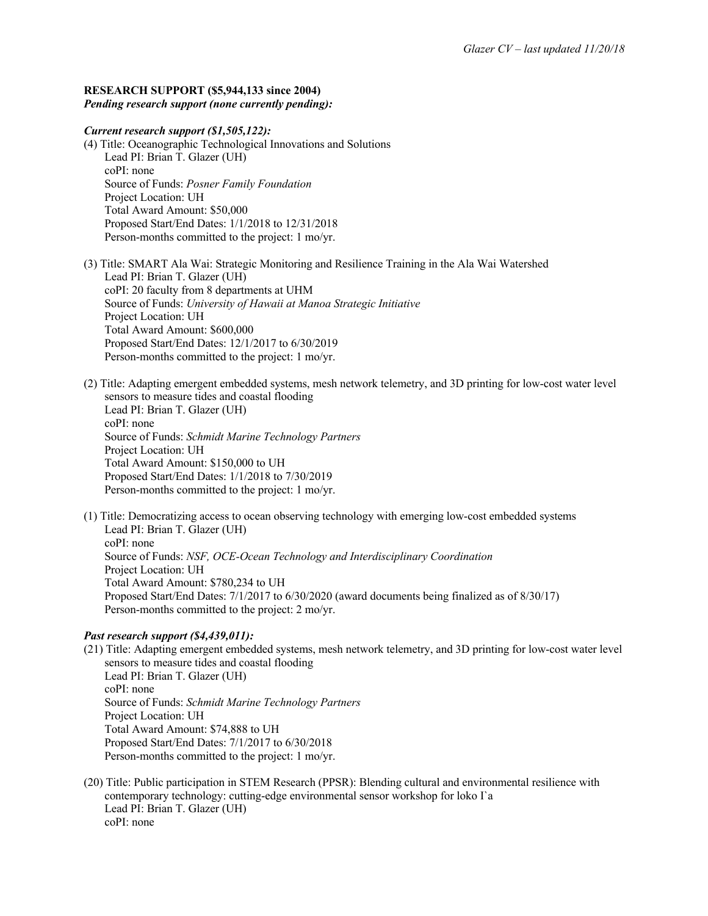**RESEARCH SUPPORT ($5,944,133 since 2004)**
***Pending research support (none currently pending):***

***Current research support ($1,505,122):***

(4) Title: Oceanographic Technological Innovations and Solutions
Lead PI: Brian T. Glazer (UH)
coPI: none
Source of Funds: *Posner Family Foundation*
Project Location: UH
Total Award Amount: $50,000
Proposed Start/End Dates: 1/1/2018 to 12/31/2018
Person-months committed to the project: 1 mo/yr.

(3) Title: SMART Ala Wai: Strategic Monitoring and Resilience Training in the Ala Wai Watershed
Lead PI: Brian T. Glazer (UH)
coPI: 20 faculty from 8 departments at UHM
Source of Funds: *University of Hawaii at Manoa Strategic Initiative*
Project Location: UH
Total Award Amount: $600,000
Proposed Start/End Dates: 12/1/2017 to 6/30/2019
Person-months committed to the project: 1 mo/yr.

(2) Title: Adapting emergent embedded systems, mesh network telemetry, and 3D printing for low-cost water level sensors to measure tides and coastal flooding
Lead PI: Brian T. Glazer (UH)
coPI: none
Source of Funds: *Schmidt Marine Technology Partners*
Project Location: UH
Total Award Amount: $150,000 to UH
Proposed Start/End Dates: 1/1/2018 to 7/30/2019
Person-months committed to the project: 1 mo/yr.

(1) Title: Democratizing access to ocean observing technology with emerging low-cost embedded systems
Lead PI: Brian T. Glazer (UH)
coPI: none
Source of Funds: *NSF, OCE-Ocean Technology and Interdisciplinary Coordination*
Project Location: UH
Total Award Amount: $780,234 to UH
Proposed Start/End Dates: 7/1/2017 to 6/30/2020 (award documents being finalized as of 8/30/17)
Person-months committed to the project: 2 mo/yr.

***Past research support ($4,439,011):***

(21) Title: Adapting emergent embedded systems, mesh network telemetry, and 3D printing for low-cost water level sensors to measure tides and coastal flooding
Lead PI: Brian T. Glazer (UH)
coPI: none
Source of Funds: *Schmidt Marine Technology Partners*
Project Location: UH
Total Award Amount: $74,888 to UH
Proposed Start/End Dates: 7/1/2017 to 6/30/2018
Person-months committed to the project: 1 mo/yr.

(20) Title: Public participation in STEM Research (PPSR): Blending cultural and environmental resilience with contemporary technology: cutting-edge environmental sensor workshop for loko I`a
Lead PI: Brian T. Glazer (UH)
coPI: none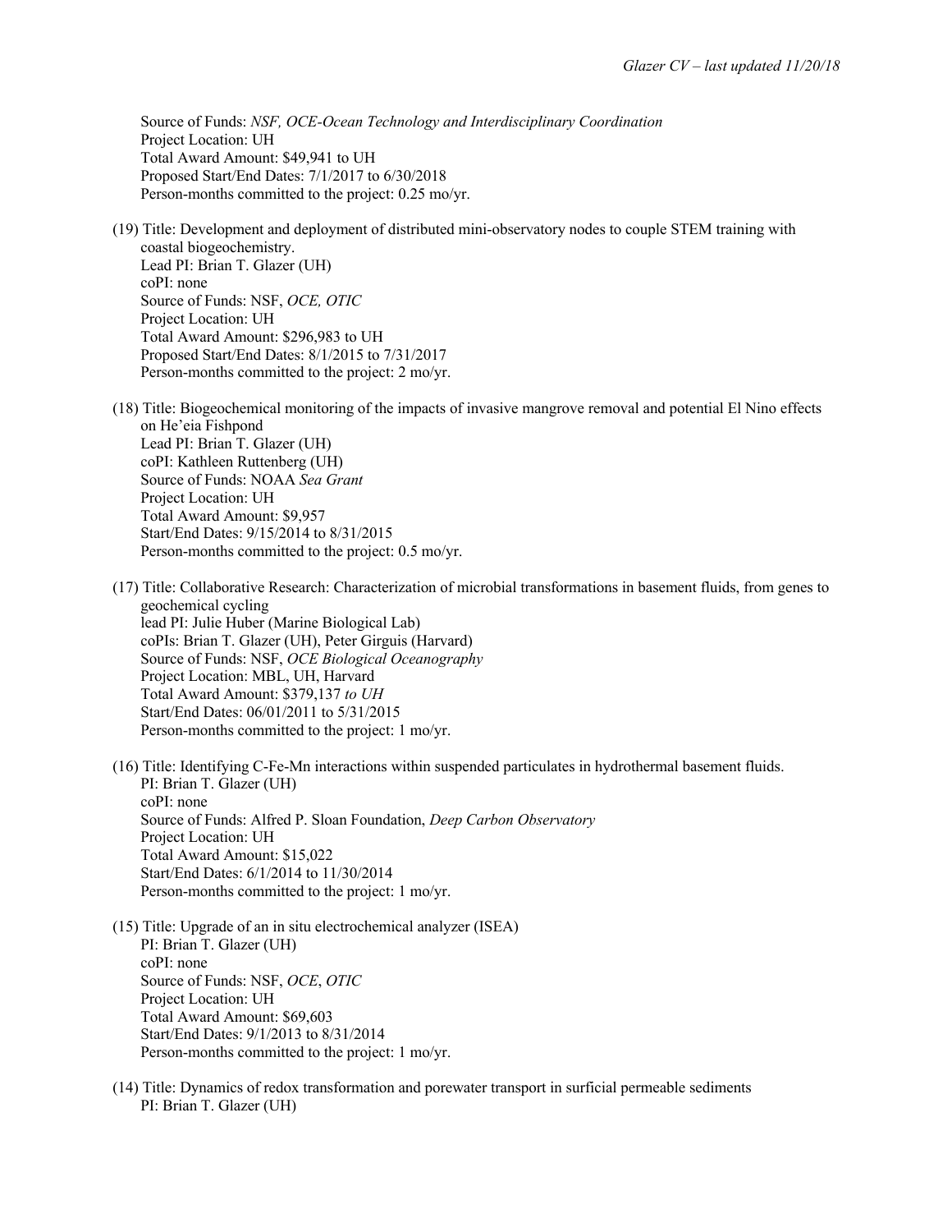Source of Funds: *NSF, OCE-Ocean Technology and Interdisciplinary Coordination*
Project Location: UH
Total Award Amount: $49,941 to UH
Proposed Start/End Dates: 7/1/2017 to 6/30/2018
Person-months committed to the project: 0.25 mo/yr.

(19) Title: Development and deployment of distributed mini-observatory nodes to couple STEM training with coastal biogeochemistry.
Lead PI: Brian T. Glazer (UH)
coPI: none
Source of Funds: NSF, *OCE, OTIC*
Project Location: UH
Total Award Amount: $296,983 to UH
Proposed Start/End Dates: 8/1/2015 to 7/31/2017
Person-months committed to the project: 2 mo/yr.

(18) Title: Biogeochemical monitoring of the impacts of invasive mangrove removal and potential El Nino effects on He'eia Fishpond
Lead PI: Brian T. Glazer (UH)
coPI: Kathleen Ruttenberg (UH)
Source of Funds: NOAA *Sea Grant*
Project Location: UH
Total Award Amount: $9,957
Start/End Dates: 9/15/2014 to 8/31/2015
Person-months committed to the project: 0.5 mo/yr.

(17) Title: Collaborative Research: Characterization of microbial transformations in basement fluids, from genes to geochemical cycling
lead PI: Julie Huber (Marine Biological Lab)
coPIs: Brian T. Glazer (UH), Peter Girguis (Harvard)
Source of Funds: NSF, *OCE Biological Oceanography*
Project Location: MBL, UH, Harvard
Total Award Amount: $379,137 *to UH*
Start/End Dates: 06/01/2011 to 5/31/2015
Person-months committed to the project: 1 mo/yr.

(16) Title: Identifying C-Fe-Mn interactions within suspended particulates in hydrothermal basement fluids.
PI: Brian T. Glazer (UH)
coPI: none
Source of Funds: Alfred P. Sloan Foundation, *Deep Carbon Observatory*
Project Location: UH
Total Award Amount: $15,022
Start/End Dates: 6/1/2014 to 11/30/2014
Person-months committed to the project: 1 mo/yr.

(15) Title: Upgrade of an in situ electrochemical analyzer (ISEA)
PI: Brian T. Glazer (UH)
coPI: none
Source of Funds: NSF, *OCE*, *OTIC*
Project Location: UH
Total Award Amount: $69,603
Start/End Dates: 9/1/2013 to 8/31/2014
Person-months committed to the project: 1 mo/yr.

(14) Title: Dynamics of redox transformation and porewater transport in surficial permeable sediments
PI: Brian T. Glazer (UH)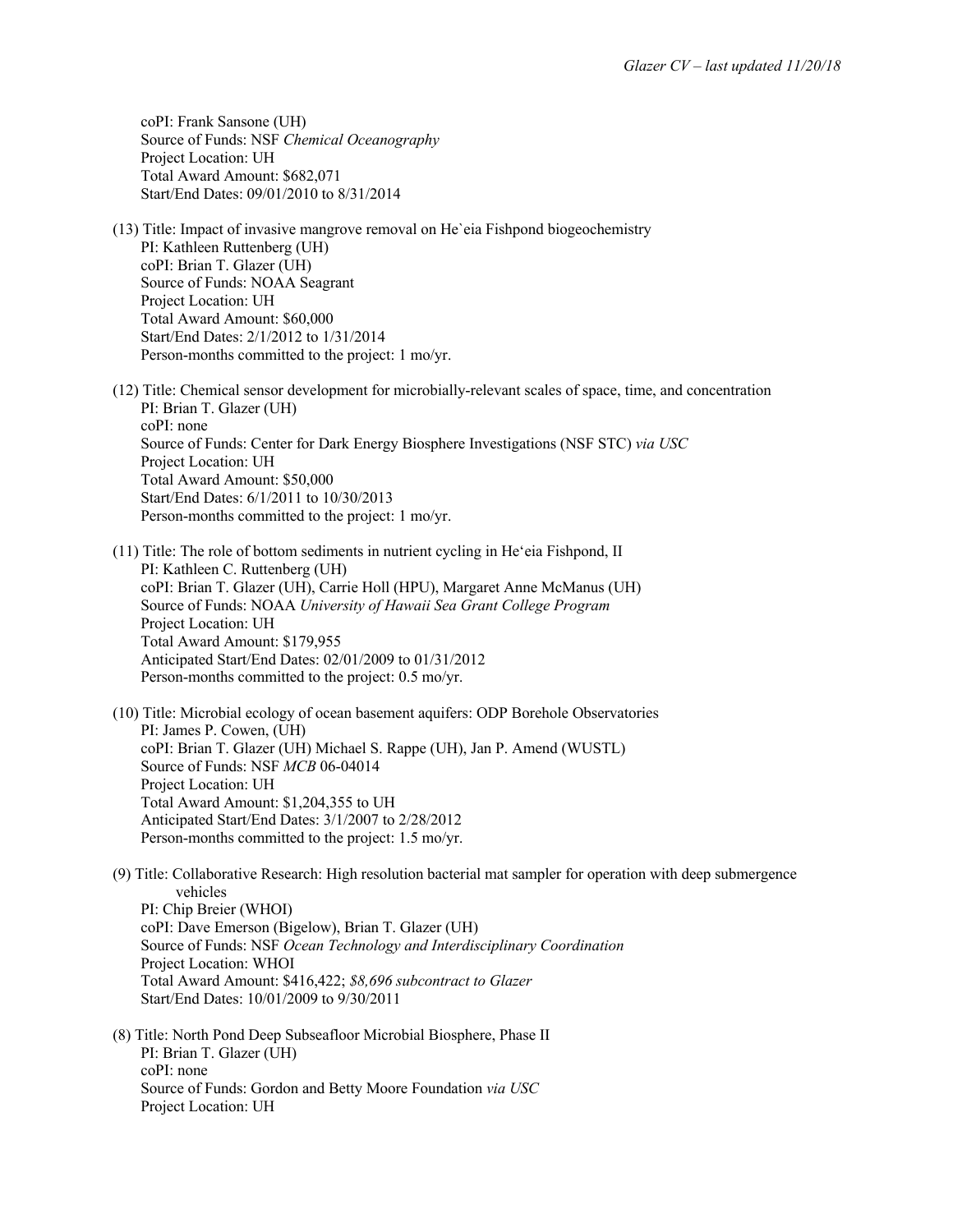coPI: Frank Sansone (UH)
Source of Funds: NSF *Chemical Oceanography*
Project Location: UH
Total Award Amount: $682,071
Start/End Dates: 09/01/2010 to 8/31/2014

(13) Title: Impact of invasive mangrove removal on He`eia Fishpond biogeochemistry
PI: Kathleen Ruttenberg (UH)
coPI: Brian T. Glazer (UH)
Source of Funds: NOAA Seagrant
Project Location: UH
Total Award Amount: $60,000
Start/End Dates: 2/1/2012 to 1/31/2014
Person-months committed to the project: 1 mo/yr.

(12) Title: Chemical sensor development for microbially-relevant scales of space, time, and concentration
PI: Brian T. Glazer (UH)
coPI: none
Source of Funds: Center for Dark Energy Biosphere Investigations (NSF STC) *via USC*
Project Location: UH
Total Award Amount: $50,000
Start/End Dates: 6/1/2011 to 10/30/2013
Person-months committed to the project: 1 mo/yr.

(11) Title: The role of bottom sediments in nutrient cycling in He'eia Fishpond, II
PI: Kathleen C. Ruttenberg (UH)
coPI: Brian T. Glazer (UH), Carrie Holl (HPU), Margaret Anne McManus (UH)
Source of Funds: NOAA *University of Hawaii Sea Grant College Program*
Project Location: UH
Total Award Amount: $179,955
Anticipated Start/End Dates: 02/01/2009 to 01/31/2012
Person-months committed to the project: 0.5 mo/yr.

(10) Title: Microbial ecology of ocean basement aquifers: ODP Borehole Observatories
PI: James P. Cowen, (UH)
coPI: Brian T. Glazer (UH) Michael S. Rappe (UH), Jan P. Amend (WUSTL)
Source of Funds: NSF *MCB* 06-04014
Project Location: UH
Total Award Amount: $1,204,355 to UH
Anticipated Start/End Dates: 3/1/2007 to 2/28/2012
Person-months committed to the project: 1.5 mo/yr.

(9) Title: Collaborative Research: High resolution bacterial mat sampler for operation with deep submergence vehicles
PI: Chip Breier (WHOI)
coPI: Dave Emerson (Bigelow), Brian T. Glazer (UH)
Source of Funds: NSF *Ocean Technology and Interdisciplinary Coordination*
Project Location: WHOI
Total Award Amount: $416,422; *$8,696 subcontract to Glazer*
Start/End Dates: 10/01/2009 to 9/30/2011

(8) Title: North Pond Deep Subseafloor Microbial Biosphere, Phase II
PI: Brian T. Glazer (UH)
coPI: none
Source of Funds: Gordon and Betty Moore Foundation *via USC*
Project Location: UH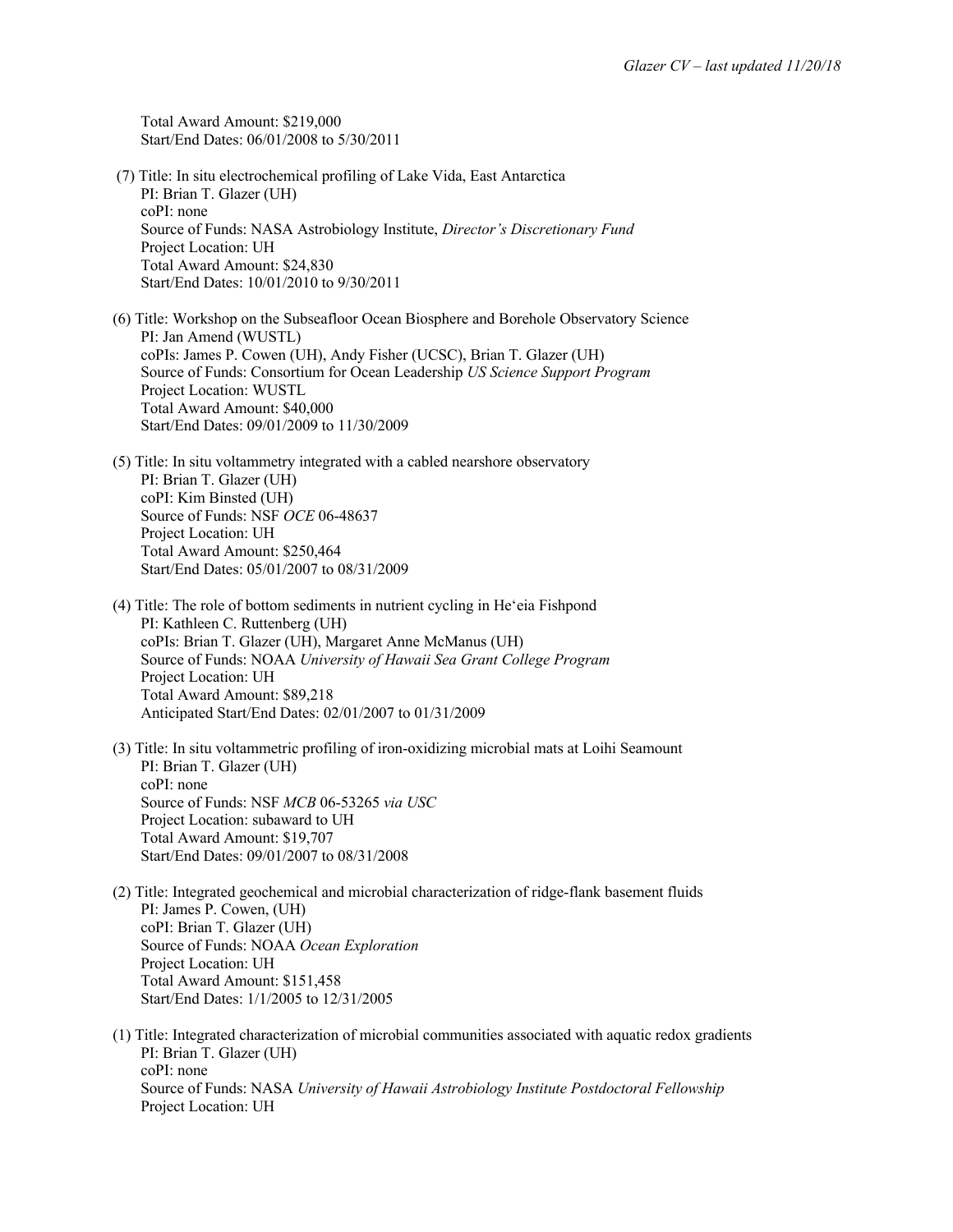Total Award Amount: $219,000
Start/End Dates: 06/01/2008 to 5/30/2011

(7) Title: In situ electrochemical profiling of Lake Vida, East Antarctica
PI: Brian T. Glazer (UH)
coPI: none
Source of Funds: NASA Astrobiology Institute, *Director's Discretionary Fund*
Project Location: UH
Total Award Amount: $24,830
Start/End Dates: 10/01/2010 to 9/30/2011

(6) Title: Workshop on the Subseafloor Ocean Biosphere and Borehole Observatory Science
PI: Jan Amend (WUSTL)
coPIs: James P. Cowen (UH), Andy Fisher (UCSC), Brian T. Glazer (UH)
Source of Funds: Consortium for Ocean Leadership *US Science Support Program*
Project Location: WUSTL
Total Award Amount: $40,000
Start/End Dates: 09/01/2009 to 11/30/2009

(5) Title: In situ voltammetry integrated with a cabled nearshore observatory
PI: Brian T. Glazer (UH)
coPI: Kim Binsted (UH)
Source of Funds: NSF *OCE* 06-48637
Project Location: UH
Total Award Amount: $250,464
Start/End Dates: 05/01/2007 to 08/31/2009

(4) Title: The role of bottom sediments in nutrient cycling in He'eia Fishpond
PI: Kathleen C. Ruttenberg (UH)
coPIs: Brian T. Glazer (UH), Margaret Anne McManus (UH)
Source of Funds: NOAA *University of Hawaii Sea Grant College Program*
Project Location: UH
Total Award Amount: $89,218
Anticipated Start/End Dates: 02/01/2007 to 01/31/2009

(3) Title: In situ voltammetric profiling of iron-oxidizing microbial mats at Loihi Seamount
PI: Brian T. Glazer (UH)
coPI: none
Source of Funds: NSF *MCB* 06-53265 *via USC*
Project Location: subaward to UH
Total Award Amount: $19,707
Start/End Dates: 09/01/2007 to 08/31/2008

(2) Title: Integrated geochemical and microbial characterization of ridge-flank basement fluids
PI: James P. Cowen, (UH)
coPI: Brian T. Glazer (UH)
Source of Funds: NOAA *Ocean Exploration*
Project Location: UH
Total Award Amount: $151,458
Start/End Dates: 1/1/2005 to 12/31/2005

(1) Title: Integrated characterization of microbial communities associated with aquatic redox gradients
PI: Brian T. Glazer (UH)
coPI: none
Source of Funds: NASA *University of Hawaii Astrobiology Institute Postdoctoral Fellowship*
Project Location: UH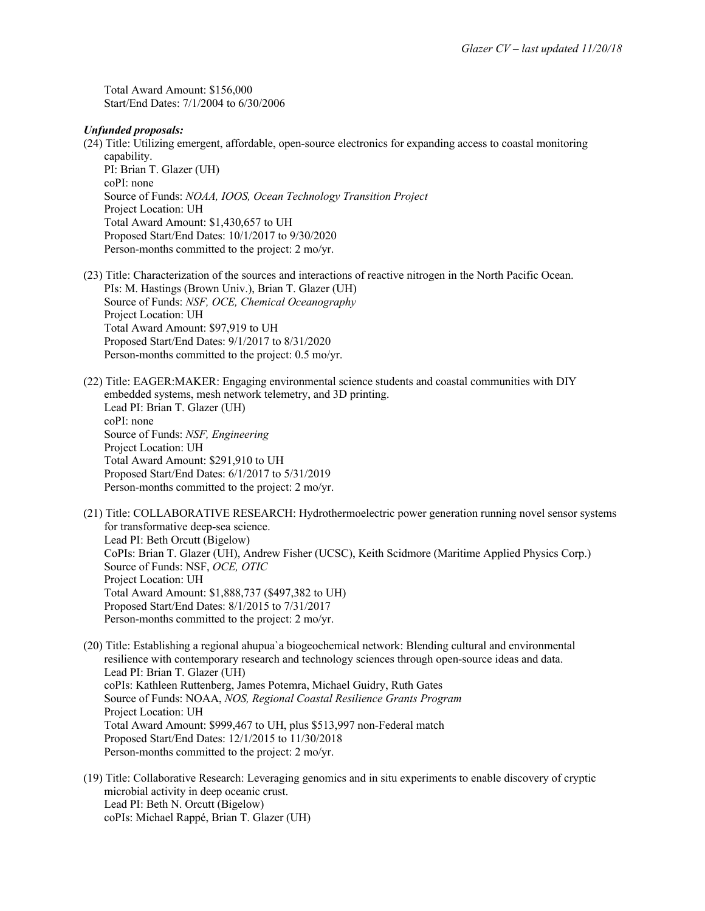Total Award Amount: $156,000
Start/End Dates: 7/1/2004 to 6/30/2006

***Unfunded proposals:***

(24) Title: Utilizing emergent, affordable, open-source electronics for expanding access to coastal monitoring capability.
PI: Brian T. Glazer (UH)
coPI: none
Source of Funds: *NOAA, IOOS, Ocean Technology Transition Project*
Project Location: UH
Total Award Amount: $1,430,657 to UH
Proposed Start/End Dates: 10/1/2017 to 9/30/2020
Person-months committed to the project: 2 mo/yr.

(23) Title: Characterization of the sources and interactions of reactive nitrogen in the North Pacific Ocean.
PIs: M. Hastings (Brown Univ.), Brian T. Glazer (UH)
Source of Funds: *NSF, OCE, Chemical Oceanography*
Project Location: UH
Total Award Amount: $97,919 to UH
Proposed Start/End Dates: 9/1/2017 to 8/31/2020
Person-months committed to the project: 0.5 mo/yr.

(22) Title: EAGER:MAKER: Engaging environmental science students and coastal communities with DIY embedded systems, mesh network telemetry, and 3D printing.
Lead PI: Brian T. Glazer (UH)
coPI: none
Source of Funds: *NSF, Engineering*
Project Location: UH
Total Award Amount: $291,910 to UH
Proposed Start/End Dates: 6/1/2017 to 5/31/2019
Person-months committed to the project: 2 mo/yr.

(21) Title: COLLABORATIVE RESEARCH: Hydrothermoelectric power generation running novel sensor systems for transformative deep-sea science.
Lead PI: Beth Orcutt (Bigelow)
CoPIs: Brian T. Glazer (UH), Andrew Fisher (UCSC), Keith Scidmore (Maritime Applied Physics Corp.)
Source of Funds: NSF, *OCE, OTIC*
Project Location: UH
Total Award Amount: $1,888,737 ($497,382 to UH)
Proposed Start/End Dates: 8/1/2015 to 7/31/2017
Person-months committed to the project: 2 mo/yr.

(20) Title: Establishing a regional ahupua`a biogeochemical network: Blending cultural and environmental resilience with contemporary research and technology sciences through open-source ideas and data.
Lead PI: Brian T. Glazer (UH)
coPIs: Kathleen Ruttenberg, James Potemra, Michael Guidry, Ruth Gates
Source of Funds: NOAA, *NOS, Regional Coastal Resilience Grants Program*
Project Location: UH
Total Award Amount: $999,467 to UH, plus $513,997 non-Federal match
Proposed Start/End Dates: 12/1/2015 to 11/30/2018
Person-months committed to the project: 2 mo/yr.

(19) Title: Collaborative Research: Leveraging genomics and in situ experiments to enable discovery of cryptic microbial activity in deep oceanic crust.
Lead PI: Beth N. Orcutt (Bigelow)
coPIs: Michael Rappé, Brian T. Glazer (UH)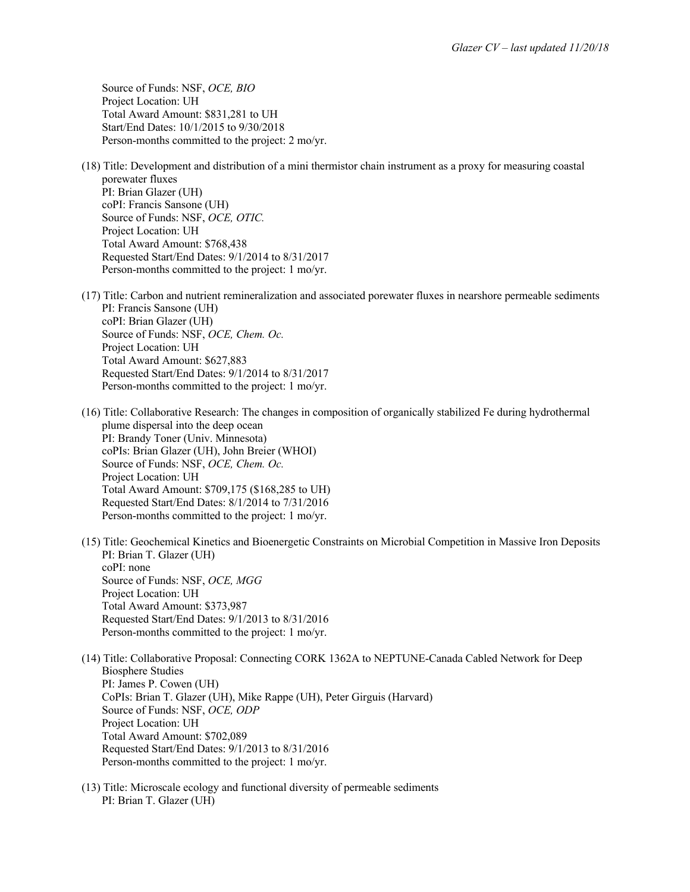Source of Funds: NSF, *OCE, BIO*
Project Location: UH
Total Award Amount: $831,281 to UH
Start/End Dates: 10/1/2015 to 9/30/2018
Person-months committed to the project: 2 mo/yr.

(18) Title: Development and distribution of a mini thermistor chain instrument as a proxy for measuring coastal porewater fluxes
PI: Brian Glazer (UH)
coPI: Francis Sansone (UH)
Source of Funds: NSF, *OCE, OTIC.*
Project Location: UH
Total Award Amount: $768,438
Requested Start/End Dates: 9/1/2014 to 8/31/2017
Person-months committed to the project: 1 mo/yr.

(17) Title: Carbon and nutrient remineralization and associated porewater fluxes in nearshore permeable sediments
PI: Francis Sansone (UH)
coPI: Brian Glazer (UH)
Source of Funds: NSF, *OCE, Chem. Oc.*
Project Location: UH
Total Award Amount: $627,883
Requested Start/End Dates: 9/1/2014 to 8/31/2017
Person-months committed to the project: 1 mo/yr.

(16) Title: Collaborative Research: The changes in composition of organically stabilized Fe during hydrothermal plume dispersal into the deep ocean
PI: Brandy Toner (Univ. Minnesota)
coPIs: Brian Glazer (UH), John Breier (WHOI)
Source of Funds: NSF, *OCE, Chem. Oc.*
Project Location: UH
Total Award Amount: $709,175 ($168,285 to UH)
Requested Start/End Dates: 8/1/2014 to 7/31/2016
Person-months committed to the project: 1 mo/yr.

(15) Title: Geochemical Kinetics and Bioenergetic Constraints on Microbial Competition in Massive Iron Deposits
PI: Brian T. Glazer (UH)
coPI: none
Source of Funds: NSF, *OCE, MGG*
Project Location: UH
Total Award Amount: $373,987
Requested Start/End Dates: 9/1/2013 to 8/31/2016
Person-months committed to the project: 1 mo/yr.

(14) Title: Collaborative Proposal: Connecting CORK 1362A to NEPTUNE-Canada Cabled Network for Deep Biosphere Studies
PI: James P. Cowen (UH)
CoPIs: Brian T. Glazer (UH), Mike Rappe (UH), Peter Girguis (Harvard)
Source of Funds: NSF, *OCE, ODP*
Project Location: UH
Total Award Amount: $702,089
Requested Start/End Dates: 9/1/2013 to 8/31/2016
Person-months committed to the project: 1 mo/yr.

(13) Title: Microscale ecology and functional diversity of permeable sediments
PI: Brian T. Glazer (UH)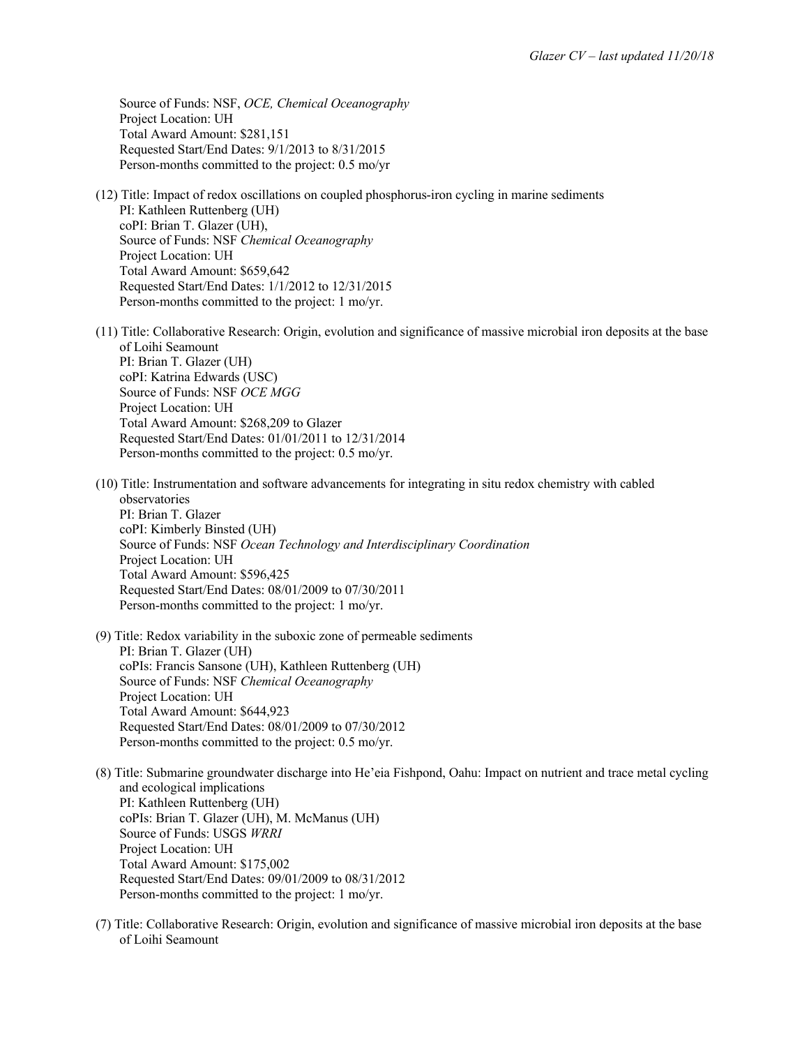Source of Funds: NSF, *OCE, Chemical Oceanography*
Project Location: UH
Total Award Amount: $281,151
Requested Start/End Dates: 9/1/2013 to 8/31/2015
Person-months committed to the project: 0.5 mo/yr

(12) Title: Impact of redox oscillations on coupled phosphorus-iron cycling in marine sediments
PI: Kathleen Ruttenberg (UH)
coPI: Brian T. Glazer (UH),
Source of Funds: NSF *Chemical Oceanography*
Project Location: UH
Total Award Amount: $659,642
Requested Start/End Dates: 1/1/2012 to 12/31/2015
Person-months committed to the project: 1 mo/yr.

(11) Title: Collaborative Research: Origin, evolution and significance of massive microbial iron deposits at the base of Loihi Seamount
PI: Brian T. Glazer (UH)
coPI: Katrina Edwards (USC)
Source of Funds: NSF *OCE MGG*
Project Location: UH
Total Award Amount: $268,209 to Glazer
Requested Start/End Dates: 01/01/2011 to 12/31/2014
Person-months committed to the project: 0.5 mo/yr.

(10) Title: Instrumentation and software advancements for integrating in situ redox chemistry with cabled observatories
PI: Brian T. Glazer
coPI: Kimberly Binsted (UH)
Source of Funds: NSF *Ocean Technology and Interdisciplinary Coordination*
Project Location: UH
Total Award Amount: $596,425
Requested Start/End Dates: 08/01/2009 to 07/30/2011
Person-months committed to the project: 1 mo/yr.

(9) Title: Redox variability in the suboxic zone of permeable sediments
PI: Brian T. Glazer (UH)
coPIs: Francis Sansone (UH), Kathleen Ruttenberg (UH)
Source of Funds: NSF *Chemical Oceanography*
Project Location: UH
Total Award Amount: $644,923
Requested Start/End Dates: 08/01/2009 to 07/30/2012
Person-months committed to the project: 0.5 mo/yr.

(8) Title: Submarine groundwater discharge into He'eia Fishpond, Oahu: Impact on nutrient and trace metal cycling and ecological implications
PI: Kathleen Ruttenberg (UH)
coPIs: Brian T. Glazer (UH), M. McManus (UH)
Source of Funds: USGS *WRRI*
Project Location: UH
Total Award Amount: $175,002
Requested Start/End Dates: 09/01/2009 to 08/31/2012
Person-months committed to the project: 1 mo/yr.

(7) Title: Collaborative Research: Origin, evolution and significance of massive microbial iron deposits at the base of Loihi Seamount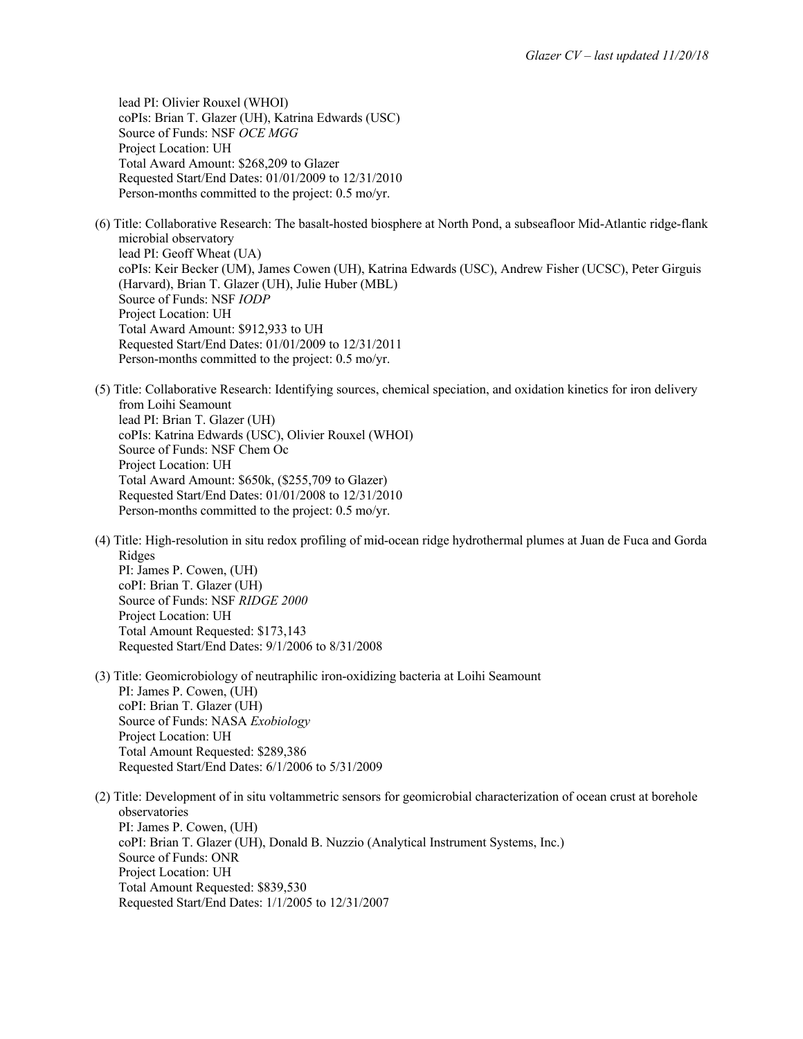lead PI: Olivier Rouxel (WHOI)
coPIs: Brian T. Glazer (UH), Katrina Edwards (USC)
Source of Funds: NSF *OCE MGG*
Project Location: UH
Total Award Amount: $268,209 to Glazer
Requested Start/End Dates: 01/01/2009 to 12/31/2010
Person-months committed to the project: 0.5 mo/yr.

(6) Title: Collaborative Research: The basalt-hosted biosphere at North Pond, a subseafloor Mid-Atlantic ridge-flank microbial observatory
lead PI: Geoff Wheat (UA)
coPIs: Keir Becker (UM), James Cowen (UH), Katrina Edwards (USC), Andrew Fisher (UCSC), Peter Girguis (Harvard), Brian T. Glazer (UH), Julie Huber (MBL)
Source of Funds: NSF *IODP*
Project Location: UH
Total Award Amount: $912,933 to UH
Requested Start/End Dates: 01/01/2009 to 12/31/2011
Person-months committed to the project: 0.5 mo/yr.

(5) Title: Collaborative Research: Identifying sources, chemical speciation, and oxidation kinetics for iron delivery from Loihi Seamount
lead PI: Brian T. Glazer (UH)
coPIs: Katrina Edwards (USC), Olivier Rouxel (WHOI)
Source of Funds: NSF Chem Oc
Project Location: UH
Total Award Amount: $650k, ($255,709 to Glazer)
Requested Start/End Dates: 01/01/2008 to 12/31/2010
Person-months committed to the project: 0.5 mo/yr.

(4) Title: High-resolution in situ redox profiling of mid-ocean ridge hydrothermal plumes at Juan de Fuca and Gorda Ridges
PI: James P. Cowen, (UH)
coPI: Brian T. Glazer (UH)
Source of Funds: NSF *RIDGE 2000*
Project Location: UH
Total Amount Requested: $173,143
Requested Start/End Dates: 9/1/2006 to 8/31/2008

(3) Title: Geomicrobiology of neutraphilic iron-oxidizing bacteria at Loihi Seamount
PI: James P. Cowen, (UH)
coPI: Brian T. Glazer (UH)
Source of Funds: NASA *Exobiology*
Project Location: UH
Total Amount Requested: $289,386
Requested Start/End Dates: 6/1/2006 to 5/31/2009

(2) Title: Development of in situ voltammetric sensors for geomicrobial characterization of ocean crust at borehole observatories
PI: James P. Cowen, (UH)
coPI: Brian T. Glazer (UH), Donald B. Nuzzio (Analytical Instrument Systems, Inc.)
Source of Funds: ONR
Project Location: UH
Total Amount Requested: $839,530
Requested Start/End Dates: 1/1/2005 to 12/31/2007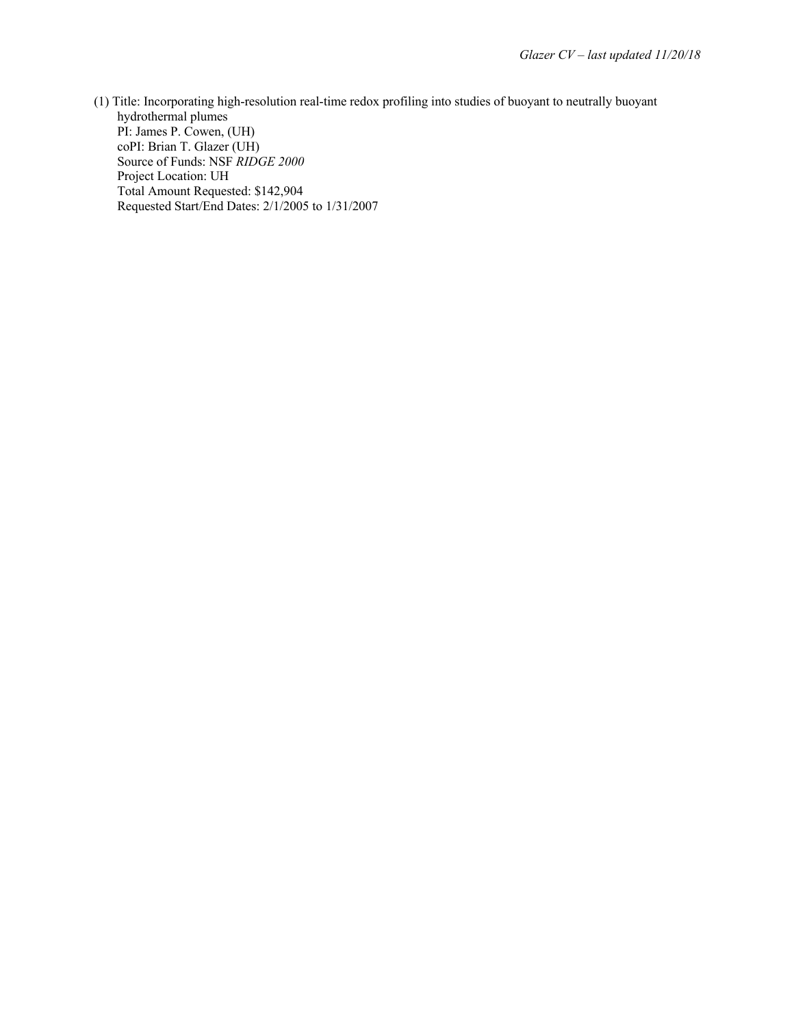(1) Title: Incorporating high-resolution real-time redox profiling into studies of buoyant to neutrally buoyant hydrothermal plumes
PI: James P. Cowen, (UH)
coPI: Brian T. Glazer (UH)
Source of Funds: NSF *RIDGE 2000*
Project Location: UH
Total Amount Requested: $142,904
Requested Start/End Dates: 2/1/2005 to 1/31/2007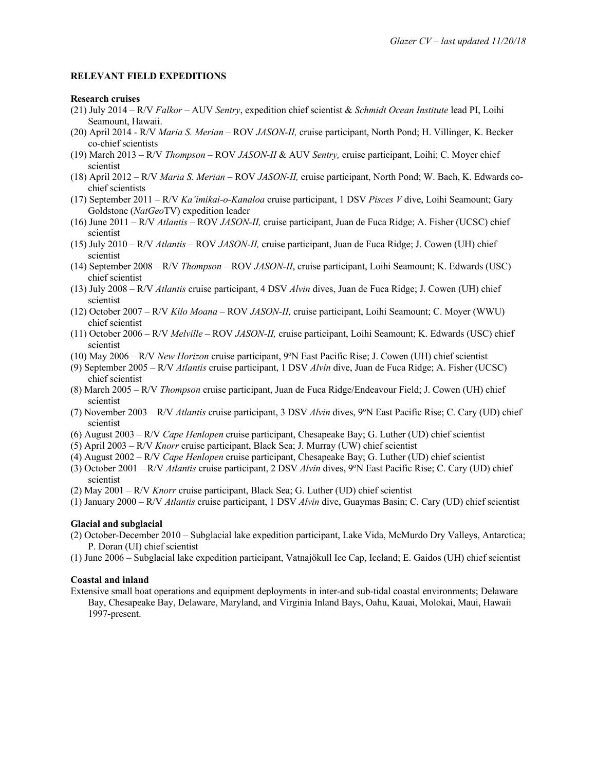## RELEVANT FIELD EXPEDITIONS

**Research cruises**

(21) July 2014 – R/V *Falkor* – AUV *Sentry*, expedition chief scientist & *Schmidt Ocean Institute* lead PI, Loihi Seamount, Hawaii.

(20) April 2014 - R/V *Maria S. Merian* – ROV *JASON-II,* cruise participant, North Pond; H. Villinger, K. Becker co-chief scientists

(19) March 2013 – R/V *Thompson* – ROV *JASON-II* & AUV *Sentry,* cruise participant, Loihi; C. Moyer chief scientist

(18) April 2012 – R/V *Maria S. Merian* – ROV *JASON-II,* cruise participant, North Pond; W. Bach, K. Edwards co-chief scientists

(17) September 2011 – R/V *Ka'imikai-o-Kanaloa* cruise participant, 1 DSV *Pisces V* dive, Loihi Seamount; Gary Goldstone (*NatGeo*TV) expedition leader

(16) June 2011 – R/V *Atlantis* – ROV *JASON-II,* cruise participant, Juan de Fuca Ridge; A. Fisher (UCSC) chief scientist

(15) July 2010 – R/V *Atlantis* – ROV *JASON-II,* cruise participant, Juan de Fuca Ridge; J. Cowen (UH) chief scientist

(14) September 2008 – R/V *Thompson* – ROV *JASON-II*, cruise participant, Loihi Seamount; K. Edwards (USC) chief scientist

(13) July 2008 – R/V *Atlantis* cruise participant, 4 DSV *Alvin* dives, Juan de Fuca Ridge; J. Cowen (UH) chief scientist

(12) October 2007 – R/V *Kilo Moana* – ROV *JASON-II,* cruise participant, Loihi Seamount; C. Moyer (WWU) chief scientist

(11) October 2006 – R/V *Melville* – ROV *JASON-II,* cruise participant, Loihi Seamount; K. Edwards (USC) chief scientist

(10) May 2006 – R/V *New Horizon* cruise participant, 9ºN East Pacific Rise; J. Cowen (UH) chief scientist

(9) September 2005 – R/V *Atlantis* cruise participant, 1 DSV *Alvin* dive, Juan de Fuca Ridge; A. Fisher (UCSC) chief scientist

(8) March 2005 – R/V *Thompson* cruise participant, Juan de Fuca Ridge/Endeavour Field; J. Cowen (UH) chief scientist

(7) November 2003 – R/V *Atlantis* cruise participant, 3 DSV *Alvin* dives, 9ºN East Pacific Rise; C. Cary (UD) chief scientist

(6) August 2003 – R/V *Cape Henlopen* cruise participant, Chesapeake Bay; G. Luther (UD) chief scientist

(5) April 2003 – R/V *Knorr* cruise participant, Black Sea; J. Murray (UW) chief scientist

(4) August 2002 – R/V *Cape Henlopen* cruise participant, Chesapeake Bay; G. Luther (UD) chief scientist

(3) October 2001 – R/V *Atlantis* cruise participant, 2 DSV *Alvin* dives, 9ºN East Pacific Rise; C. Cary (UD) chief scientist

(2) May 2001 – R/V *Knorr* cruise participant, Black Sea; G. Luther (UD) chief scientist

(1) January 2000 – R/V *Atlantis* cruise participant, 1 DSV *Alvin* dive, Guaymas Basin; C. Cary (UD) chief scientist

**Glacial and subglacial**

(2) October-December 2010 – Subglacial lake expedition participant, Lake Vida, McMurdo Dry Valleys, Antarctica; P. Doran (UI) chief scientist

(1) June 2006 – Subglacial lake expedition participant, Vatnajökull Ice Cap, Iceland; E. Gaidos (UH) chief scientist

**Coastal and inland**

Extensive small boat operations and equipment deployments in inter-and sub-tidal coastal environments; Delaware Bay, Chesapeake Bay, Delaware, Maryland, and Virginia Inland Bays, Oahu, Kauai, Molokai, Maui, Hawaii 1997-present.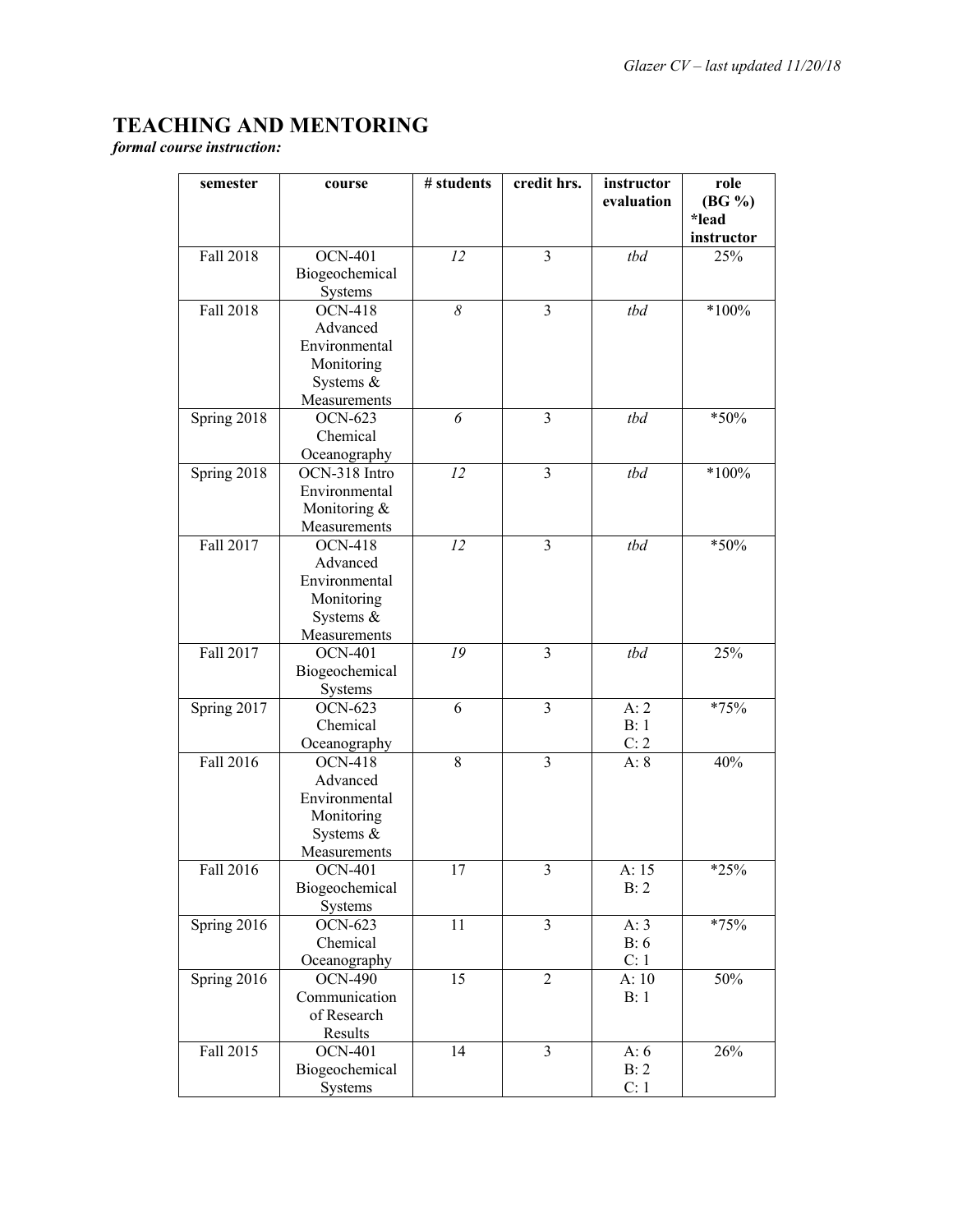## TEACHING AND MENTORING

***formal course instruction:***

| semester | course | # students | credit hrs. | instructor evaluation | role (BG %) *lead instructor |
|---|---|---|---|---|---|
| Fall 2018 | OCN-401 Biogeochemical Systems | *12* | 3 | *tbd* | 25% |
| Fall 2018 | OCN-418 Advanced Environmental Monitoring Systems & Measurements | *8* | 3 | *tbd* | *100% |
| Spring 2018 | OCN-623 Chemical Oceanography | *6* | 3 | *tbd* | *50% |
| Spring 2018 | OCN-318 Intro Environmental Monitoring & Measurements | *12* | 3 | *tbd* | *100% |
| Fall 2017 | OCN-418 Advanced Environmental Monitoring Systems & Measurements | *12* | 3 | *tbd* | *50% |
| Fall 2017 | OCN-401 Biogeochemical Systems | *19* | 3 | *tbd* | 25% |
| Spring 2017 | OCN-623 Chemical Oceanography | 6 | 3 | A: 2<br>B: 1<br>C: 2 | *75% |
| Fall 2016 | OCN-418 Advanced Environmental Monitoring Systems & Measurements | 8 | 3 | A: 8 | 40% |
| Fall 2016 | OCN-401 Biogeochemical Systems | 17 | 3 | A: 15<br>B: 2 | *25% |
| Spring 2016 | OCN-623 Chemical Oceanography | 11 | 3 | A: 3<br>B: 6<br>C: 1 | *75% |
| Spring 2016 | OCN-490 Communication of Research Results | 15 | 2 | A: 10<br>B: 1 | 50% |
| Fall 2015 | OCN-401 Biogeochemical Systems | 14 | 3 | A: 6<br>B: 2<br>C: 1 | 26% |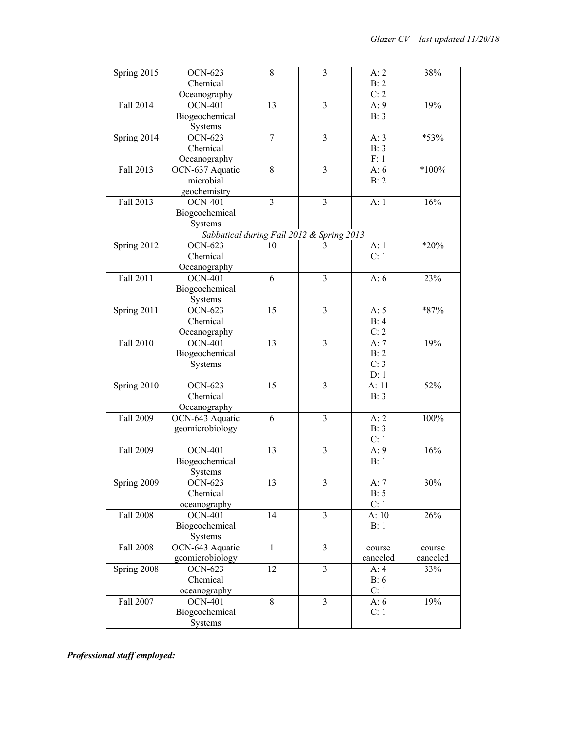| Spring 2015 | OCN-623 Chemical Oceanography | 8 | 3 | A: 2<br>B: 2<br>C: 2 | 38% |
|---|---|---|---|---|---|
| Fall 2014 | OCN-401 Biogeochemical Systems | 13 | 3 | A: 9<br>B: 3 | 19% |
| Spring 2014 | OCN-623 Chemical Oceanography | 7 | 3 | A: 3<br>B: 3<br>F: 1 | *53% |
| Fall 2013 | OCN-637 Aquatic microbial geochemistry | 8 | 3 | A: 6<br>B: 2 | *100% |
| Fall 2013 | OCN-401 Biogeochemical Systems | 3 | 3 | A: 1 | 16% |
| *Sabbatical during Fall 2012 & Spring 2013* | | | | | |
| Spring 2012 | OCN-623 Chemical Oceanography | 10 | 3 | A: 1<br>C: 1 | *20% |
| Fall 2011 | OCN-401 Biogeochemical Systems | 6 | 3 | A: 6 | 23% |
| Spring 2011 | OCN-623 Chemical Oceanography | 15 | 3 | A: 5<br>B: 4<br>C: 2 | *87% |
| Fall 2010 | OCN-401 Biogeochemical Systems | 13 | 3 | A: 7<br>B: 2<br>C: 3<br>D: 1 | 19% |
| Spring 2010 | OCN-623 Chemical Oceanography | 15 | 3 | A: 11<br>B: 3 | 52% |
| Fall 2009 | OCN-643 Aquatic geomicrobiology | 6 | 3 | A: 2<br>B: 3<br>C: 1 | 100% |
| Fall 2009 | OCN-401 Biogeochemical Systems | 13 | 3 | A: 9<br>B: 1 | 16% |
| Spring 2009 | OCN-623 Chemical oceanography | 13 | 3 | A: 7<br>B: 5<br>C: 1 | 30% |
| Fall 2008 | OCN-401 Biogeochemical Systems | 14 | 3 | A: 10<br>B: 1 | 26% |
| Fall 2008 | OCN-643 Aquatic geomicrobiology | 1 | 3 | course canceled | course canceled |
| Spring 2008 | OCN-623 Chemical oceanography | 12 | 3 | A: 4<br>B: 6<br>C: 1 | 33% |
| Fall 2007 | OCN-401 Biogeochemical Systems | 8 | 3 | A: 6<br>C: 1 | 19% |

***Professional staff employed:***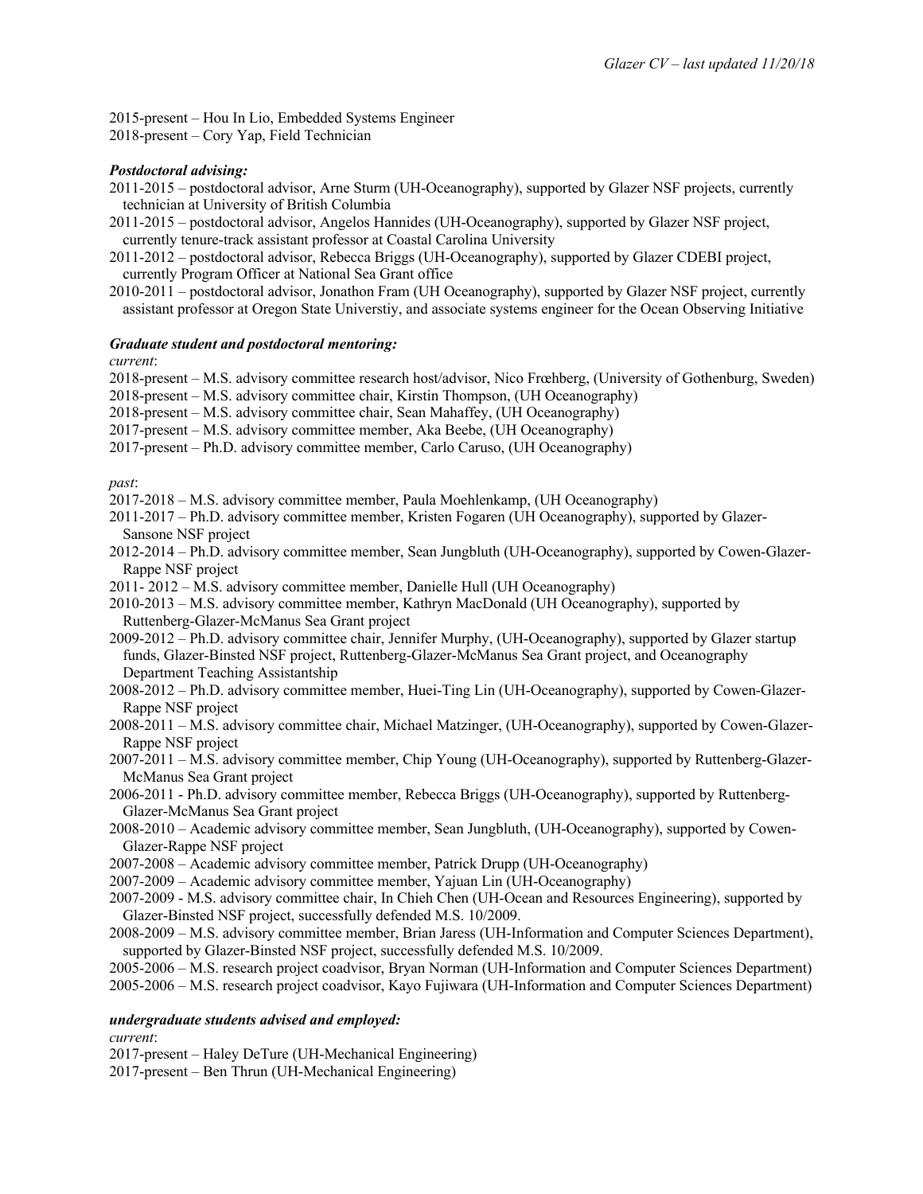2015-present – Hou In Lio, Embedded Systems Engineer
2018-present – Cory Yap, Field Technician

***Postdoctoral advising:***

2011-2015 – postdoctoral advisor, Arne Sturm (UH-Oceanography), supported by Glazer NSF projects, currently technician at University of British Columbia
2011-2015 – postdoctoral advisor, Angelos Hannides (UH-Oceanography), supported by Glazer NSF project, currently tenure-track assistant professor at Coastal Carolina University
2011-2012 – postdoctoral advisor, Rebecca Briggs (UH-Oceanography), supported by Glazer CDEBI project, currently Program Officer at National Sea Grant office
2010-2011 – postdoctoral advisor, Jonathon Fram (UH Oceanography), supported by Glazer NSF project, currently assistant professor at Oregon State Universtiy, and associate systems engineer for the Ocean Observing Initiative

***Graduate student and postdoctoral mentoring:***

*current*:

2018-present – M.S. advisory committee research host/advisor, Nico Fræhberg, (University of Gothenburg, Sweden)
2018-present – M.S. advisory committee chair, Kirstin Thompson, (UH Oceanography)
2018-present – M.S. advisory committee chair, Sean Mahaffey, (UH Oceanography)
2017-present – M.S. advisory committee member, Aka Beebe, (UH Oceanography)
2017-present – Ph.D. advisory committee member, Carlo Caruso, (UH Oceanography)

*past*:

2017-2018 – M.S. advisory committee member, Paula Moehlenkamp, (UH Oceanography)
2011-2017 – Ph.D. advisory committee member, Kristen Fogaren (UH Oceanography), supported by Glazer-Sansone NSF project
2012-2014 – Ph.D. advisory committee member, Sean Jungbluth (UH-Oceanography), supported by Cowen-Glazer-Rappe NSF project
2011- 2012 – M.S. advisory committee member, Danielle Hull (UH Oceanography)
2010-2013 – M.S. advisory committee member, Kathryn MacDonald (UH Oceanography), supported by Ruttenberg-Glazer-McManus Sea Grant project
2009-2012 – Ph.D. advisory committee chair, Jennifer Murphy, (UH-Oceanography), supported by Glazer startup funds, Glazer-Binsted NSF project, Ruttenberg-Glazer-McManus Sea Grant project, and Oceanography Department Teaching Assistantship
2008-2012 – Ph.D. advisory committee member, Huei-Ting Lin (UH-Oceanography), supported by Cowen-Glazer-Rappe NSF project
2008-2011 – M.S. advisory committee chair, Michael Matzinger, (UH-Oceanography), supported by Cowen-Glazer-Rappe NSF project
2007-2011 – M.S. advisory committee member, Chip Young (UH-Oceanography), supported by Ruttenberg-Glazer-McManus Sea Grant project
2006-2011 - Ph.D. advisory committee member, Rebecca Briggs (UH-Oceanography), supported by Ruttenberg-Glazer-McManus Sea Grant project
2008-2010 – Academic advisory committee member, Sean Jungbluth, (UH-Oceanography), supported by Cowen-Glazer-Rappe NSF project
2007-2008 – Academic advisory committee member, Patrick Drupp (UH-Oceanography)
2007-2009 – Academic advisory committee member, Yajuan Lin (UH-Oceanography)
2007-2009 - M.S. advisory committee chair, In Chieh Chen (UH-Ocean and Resources Engineering), supported by Glazer-Binsted NSF project, successfully defended M.S. 10/2009.
2008-2009 – M.S. advisory committee member, Brian Jaress (UH-Information and Computer Sciences Department), supported by Glazer-Binsted NSF project, successfully defended M.S. 10/2009.
2005-2006 – M.S. research project coadvisor, Bryan Norman (UH-Information and Computer Sciences Department)
2005-2006 – M.S. research project coadvisor, Kayo Fujiwara (UH-Information and Computer Sciences Department)

***undergraduate students advised and employed:***

*current*:

2017-present – Haley DeTure (UH-Mechanical Engineering)
2017-present – Ben Thrun (UH-Mechanical Engineering)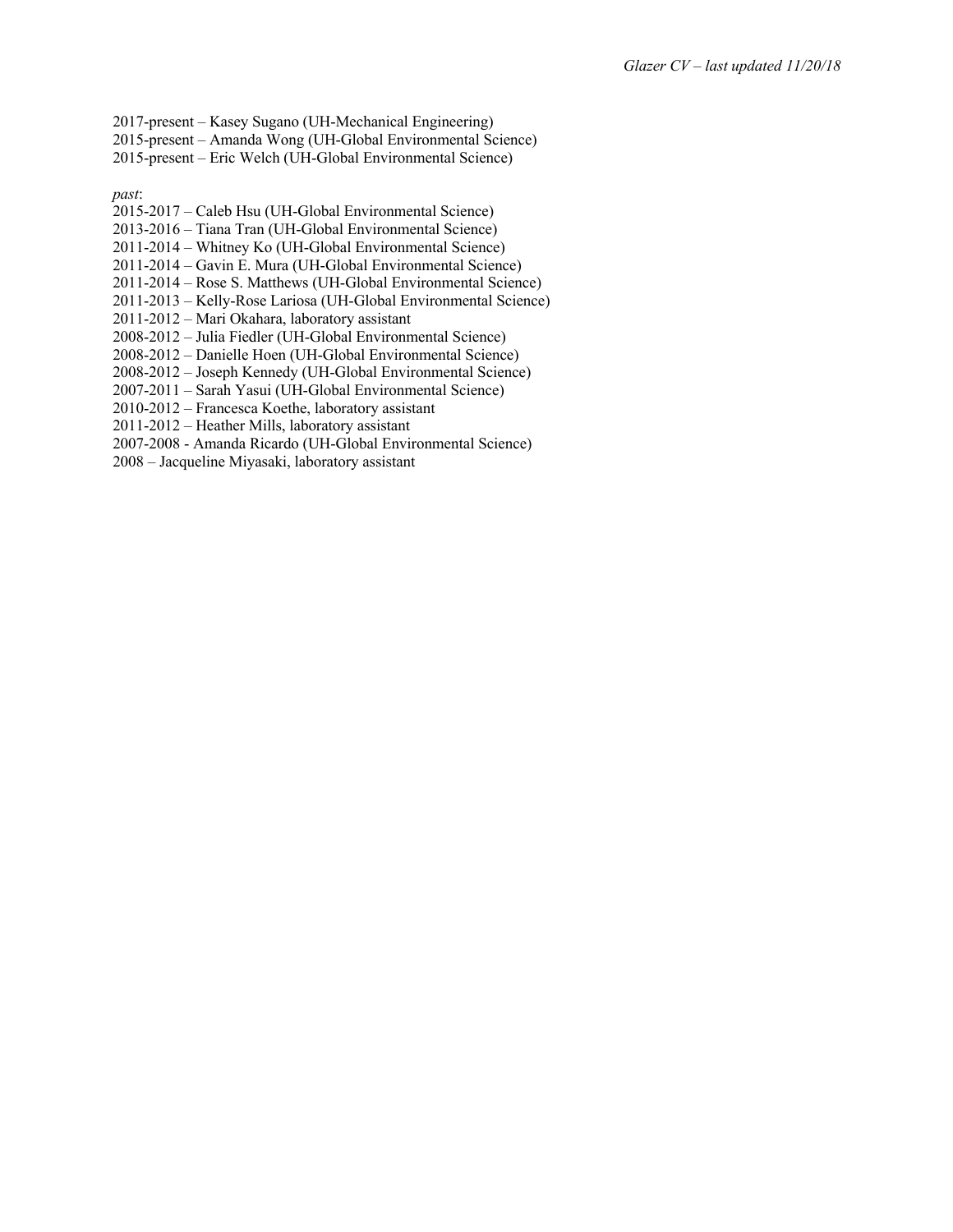2017-present – Kasey Sugano (UH-Mechanical Engineering)
2015-present – Amanda Wong (UH-Global Environmental Science)
2015-present – Eric Welch (UH-Global Environmental Science)

*past*:
2015-2017 – Caleb Hsu (UH-Global Environmental Science)
2013-2016 – Tiana Tran (UH-Global Environmental Science)
2011-2014 – Whitney Ko (UH-Global Environmental Science)
2011-2014 – Gavin E. Mura (UH-Global Environmental Science)
2011-2014 – Rose S. Matthews (UH-Global Environmental Science)
2011-2013 – Kelly-Rose Lariosa (UH-Global Environmental Science)
2011-2012 – Mari Okahara, laboratory assistant
2008-2012 – Julia Fiedler (UH-Global Environmental Science)
2008-2012 – Danielle Hoen (UH-Global Environmental Science)
2008-2012 – Joseph Kennedy (UH-Global Environmental Science)
2007-2011 – Sarah Yasui (UH-Global Environmental Science)
2010-2012 – Francesca Koethe, laboratory assistant
2011-2012 – Heather Mills, laboratory assistant
2007-2008 - Amanda Ricardo (UH-Global Environmental Science)
2008 – Jacqueline Miyasaki, laboratory assistant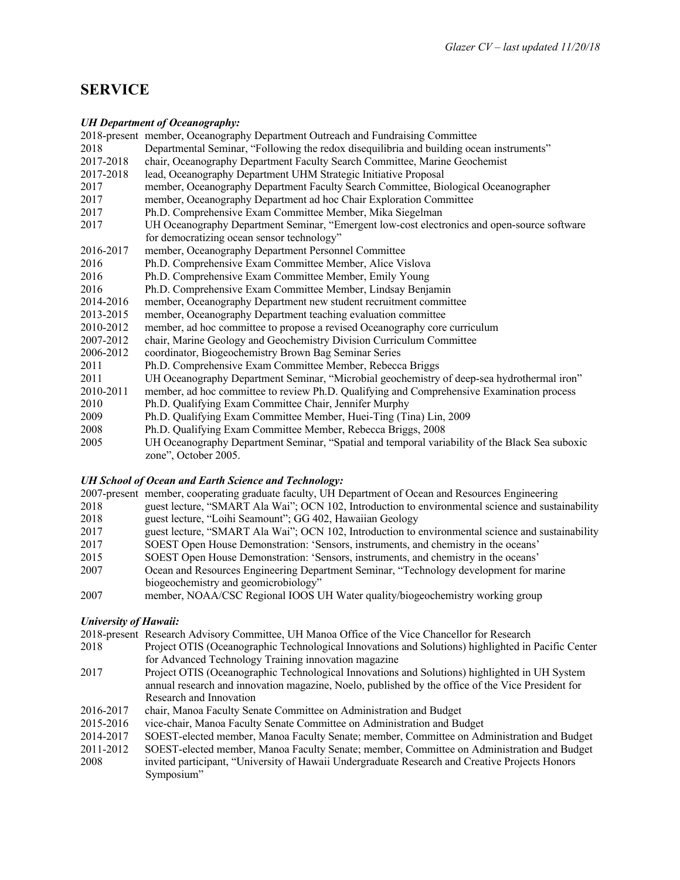# SERVICE

***UH Department of Oceanography:***

2018-present member, Oceanography Department Outreach and Fundraising Committee
2018 Departmental Seminar, "Following the redox disequilibria and building ocean instruments"
2017-2018 chair, Oceanography Department Faculty Search Committee, Marine Geochemist
2017-2018 lead, Oceanography Department UHM Strategic Initiative Proposal
2017 member, Oceanography Department Faculty Search Committee, Biological Oceanographer
2017 member, Oceanography Department ad hoc Chair Exploration Committee
2017 Ph.D. Comprehensive Exam Committee Member, Mika Siegelman
2017 UH Oceanography Department Seminar, "Emergent low-cost electronics and open-source software for democratizing ocean sensor technology"
2016-2017 member, Oceanography Department Personnel Committee
2016 Ph.D. Comprehensive Exam Committee Member, Alice Vislova
2016 Ph.D. Comprehensive Exam Committee Member, Emily Young
2016 Ph.D. Comprehensive Exam Committee Member, Lindsay Benjamin
2014-2016 member, Oceanography Department new student recruitment committee
2013-2015 member, Oceanography Department teaching evaluation committee
2010-2012 member, ad hoc committee to propose a revised Oceanography core curriculum
2007-2012 chair, Marine Geology and Geochemistry Division Curriculum Committee
2006-2012 coordinator, Biogeochemistry Brown Bag Seminar Series
2011 Ph.D. Comprehensive Exam Committee Member, Rebecca Briggs
2011 UH Oceanography Department Seminar, "Microbial geochemistry of deep-sea hydrothermal iron"
2010-2011 member, ad hoc committee to review Ph.D. Qualifying and Comprehensive Examination process
2010 Ph.D. Qualifying Exam Committee Chair, Jennifer Murphy
2009 Ph.D. Qualifying Exam Committee Member, Huei-Ting (Tina) Lin, 2009
2008 Ph.D. Qualifying Exam Committee Member, Rebecca Briggs, 2008
2005 UH Oceanography Department Seminar, "Spatial and temporal variability of the Black Sea suboxic zone", October 2005.

***UH School of Ocean and Earth Science and Technology:***

2007-present member, cooperating graduate faculty, UH Department of Ocean and Resources Engineering
2018 guest lecture, "SMART Ala Wai"; OCN 102, Introduction to environmental science and sustainability
2018 guest lecture, "Loihi Seamount"; GG 402, Hawaiian Geology
2017 guest lecture, "SMART Ala Wai"; OCN 102, Introduction to environmental science and sustainability
2017 SOEST Open House Demonstration: 'Sensors, instruments, and chemistry in the oceans'
2015 SOEST Open House Demonstration: 'Sensors, instruments, and chemistry in the oceans'
2007 Ocean and Resources Engineering Department Seminar, "Technology development for marine biogeochemistry and geomicrobiology"
2007 member, NOAA/CSC Regional IOOS UH Water quality/biogeochemistry working group

***University of Hawaii:***

2018-present Research Advisory Committee, UH Manoa Office of the Vice Chancellor for Research
2018 Project OTIS (Oceanographic Technological Innovations and Solutions) highlighted in Pacific Center for Advanced Technology Training innovation magazine
2017 Project OTIS (Oceanographic Technological Innovations and Solutions) highlighted in UH System annual research and innovation magazine, Noelo, published by the office of the Vice President for Research and Innovation
2016-2017 chair, Manoa Faculty Senate Committee on Administration and Budget
2015-2016 vice-chair, Manoa Faculty Senate Committee on Administration and Budget
2014-2017 SOEST-elected member, Manoa Faculty Senate; member, Committee on Administration and Budget
2011-2012 SOEST-elected member, Manoa Faculty Senate; member, Committee on Administration and Budget
2008 invited participant, "University of Hawaii Undergraduate Research and Creative Projects Honors Symposium"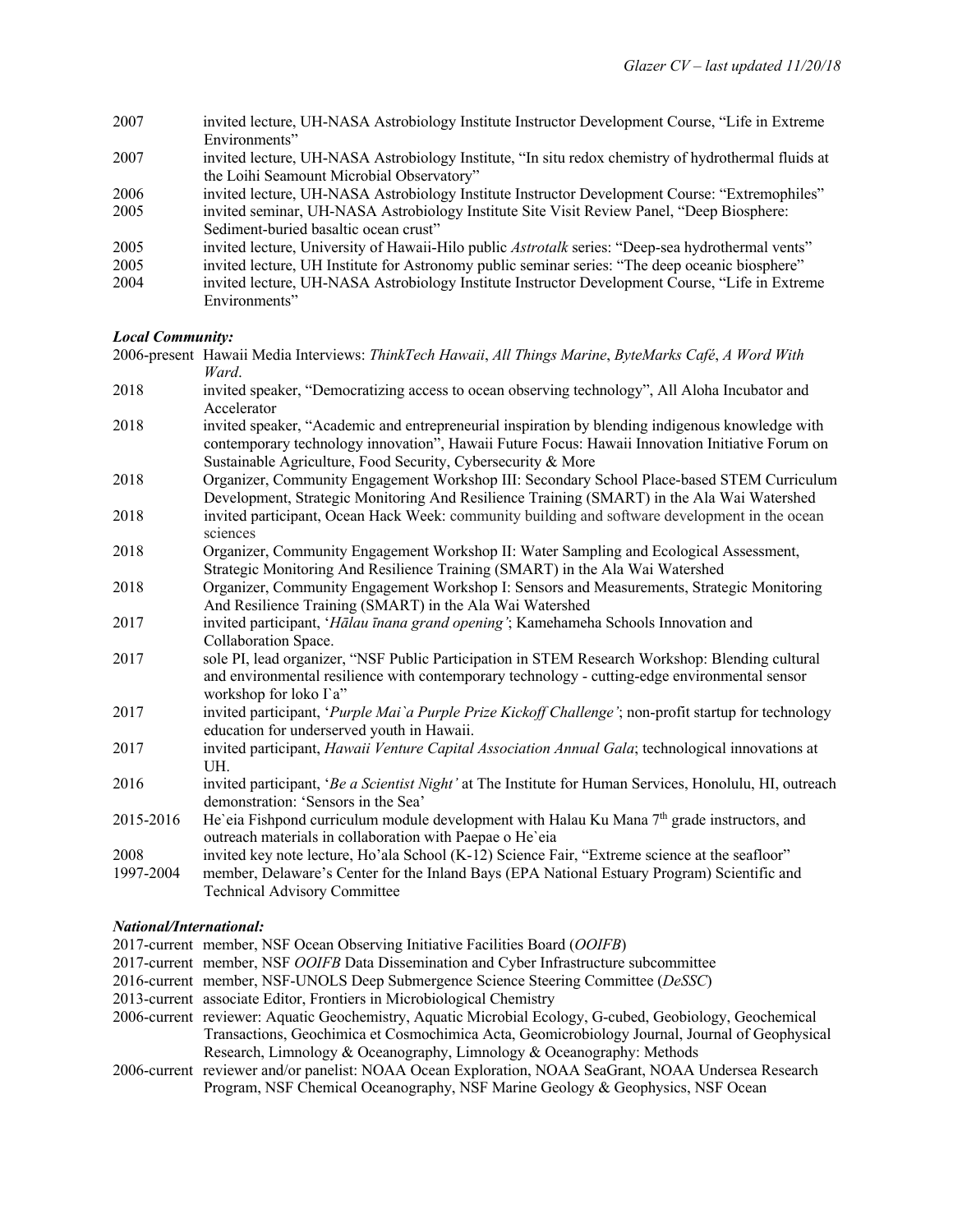2007 invited lecture, UH-NASA Astrobiology Institute Instructor Development Course, "Life in Extreme Environments"

2007 invited lecture, UH-NASA Astrobiology Institute, "In situ redox chemistry of hydrothermal fluids at the Loihi Seamount Microbial Observatory"

2006 invited lecture, UH-NASA Astrobiology Institute Instructor Development Course: "Extremophiles"

2005 invited seminar, UH-NASA Astrobiology Institute Site Visit Review Panel, "Deep Biosphere: Sediment-buried basaltic ocean crust"

2005 invited lecture, University of Hawaii-Hilo public *Astrotalk* series: "Deep-sea hydrothermal vents"

2005 invited lecture, UH Institute for Astronomy public seminar series: "The deep oceanic biosphere"

2004 invited lecture, UH-NASA Astrobiology Institute Instructor Development Course, "Life in Extreme Environments"

***Local Community:***

2006-present Hawaii Media Interviews: *ThinkTech Hawaii*, *All Things Marine*, *ByteMarks Café*, *A Word With Ward*.

2018 invited speaker, "Democratizing access to ocean observing technology", All Aloha Incubator and Accelerator

2018 invited speaker, "Academic and entrepreneurial inspiration by blending indigenous knowledge with contemporary technology innovation", Hawaii Future Focus: Hawaii Innovation Initiative Forum on Sustainable Agriculture, Food Security, Cybersecurity & More

2018 Organizer, Community Engagement Workshop III: Secondary School Place-based STEM Curriculum Development, Strategic Monitoring And Resilience Training (SMART) in the Ala Wai Watershed

2018 invited participant, Ocean Hack Week: community building and software development in the ocean sciences

2018 Organizer, Community Engagement Workshop II: Water Sampling and Ecological Assessment, Strategic Monitoring And Resilience Training (SMART) in the Ala Wai Watershed

2018 Organizer, Community Engagement Workshop I: Sensors and Measurements, Strategic Monitoring And Resilience Training (SMART) in the Ala Wai Watershed

2017 invited participant, '*Hālau īnana grand opening'*; Kamehameha Schools Innovation and Collaboration Space.

2017 sole PI, lead organizer, "NSF Public Participation in STEM Research Workshop: Blending cultural and environmental resilience with contemporary technology - cutting-edge environmental sensor workshop for loko I`a"

2017 invited participant, '*Purple Mai`a Purple Prize Kickoff Challenge'*; non-profit startup for technology education for underserved youth in Hawaii.

2017 invited participant, *Hawaii Venture Capital Association Annual Gala*; technological innovations at UH.

2016 invited participant, '*Be a Scientist Night'* at The Institute for Human Services, Honolulu, HI, outreach demonstration: 'Sensors in the Sea'

2015-2016 He`eia Fishpond curriculum module development with Halau Ku Mana 7th grade instructors, and outreach materials in collaboration with Paepae o He`eia

2008 invited key note lecture, Ho'ala School (K-12) Science Fair, "Extreme science at the seafloor"

1997-2004 member, Delaware's Center for the Inland Bays (EPA National Estuary Program) Scientific and Technical Advisory Committee

***National/International:***

2017-current member, NSF Ocean Observing Initiative Facilities Board (*OOIFB*)

2017-current member, NSF *OOIFB* Data Dissemination and Cyber Infrastructure subcommittee

2016-current member, NSF-UNOLS Deep Submergence Science Steering Committee (*DeSSC*)

2013-current associate Editor, Frontiers in Microbiological Chemistry

2006-current reviewer: Aquatic Geochemistry, Aquatic Microbial Ecology, G-cubed, Geobiology, Geochemical Transactions, Geochimica et Cosmochimica Acta, Geomicrobiology Journal, Journal of Geophysical Research, Limnology & Oceanography, Limnology & Oceanography: Methods

2006-current reviewer and/or panelist: NOAA Ocean Exploration, NOAA SeaGrant, NOAA Undersea Research Program, NSF Chemical Oceanography, NSF Marine Geology & Geophysics, NSF Ocean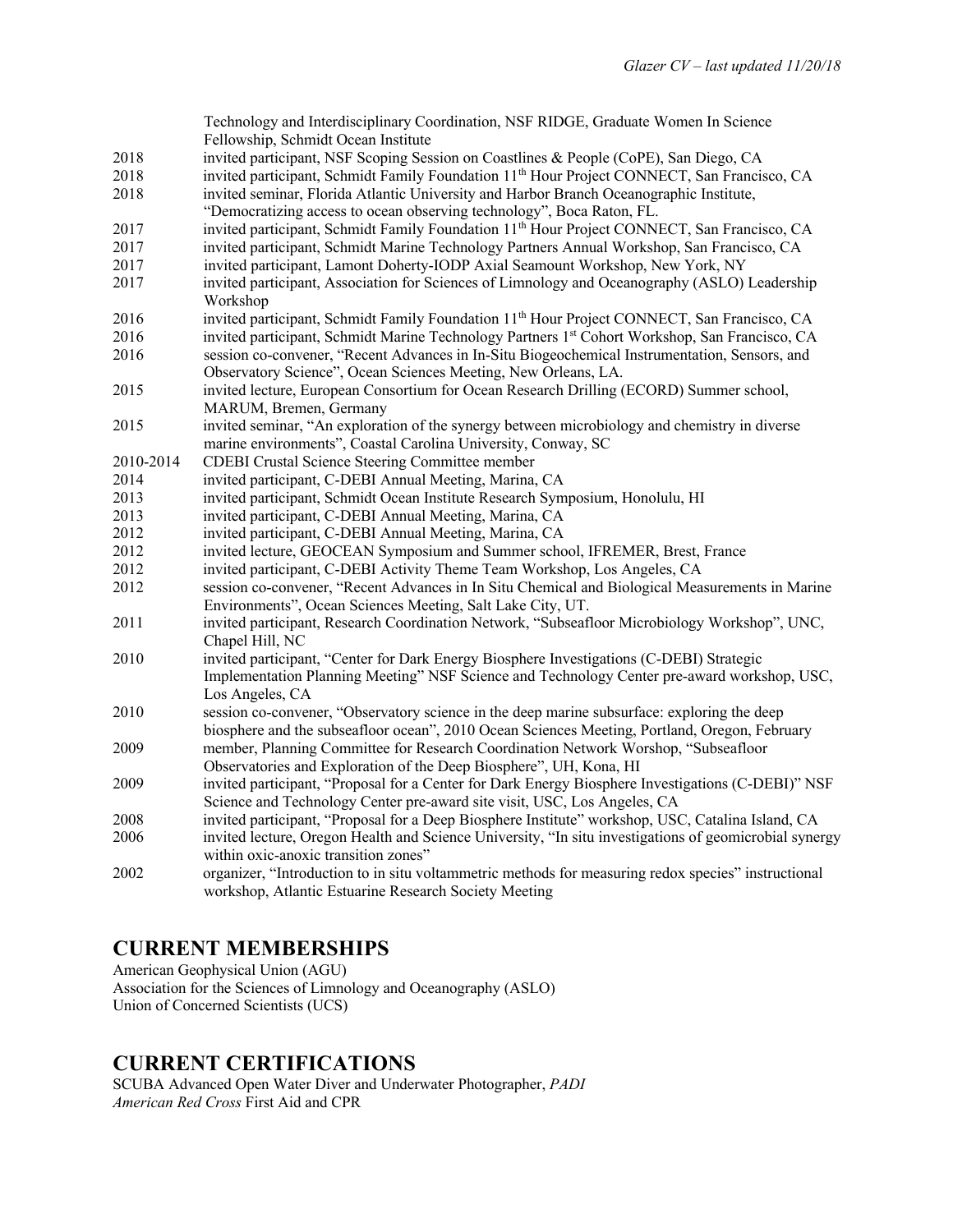| | |
|---|---|
| | Technology and Interdisciplinary Coordination, NSF RIDGE, Graduate Women In Science Fellowship, Schmidt Ocean Institute |
| 2018 | invited participant, NSF Scoping Session on Coastlines & People (CoPE), San Diego, CA |
| 2018 | invited participant, Schmidt Family Foundation 11th Hour Project CONNECT, San Francisco, CA |
| 2018 | invited seminar, Florida Atlantic University and Harbor Branch Oceanographic Institute, "Democratizing access to ocean observing technology", Boca Raton, FL. |
| 2017 | invited participant, Schmidt Family Foundation 11th Hour Project CONNECT, San Francisco, CA |
| 2017 | invited participant, Schmidt Marine Technology Partners Annual Workshop, San Francisco, CA |
| 2017 | invited participant, Lamont Doherty-IODP Axial Seamount Workshop, New York, NY |
| 2017 | invited participant, Association for Sciences of Limnology and Oceanography (ASLO) Leadership Workshop |
| 2016 | invited participant, Schmidt Family Foundation 11th Hour Project CONNECT, San Francisco, CA |
| 2016 | invited participant, Schmidt Marine Technology Partners 1st Cohort Workshop, San Francisco, CA |
| 2016 | session co-convener, "Recent Advances in In-Situ Biogeochemical Instrumentation, Sensors, and Observatory Science", Ocean Sciences Meeting, New Orleans, LA. |
| 2015 | invited lecture, European Consortium for Ocean Research Drilling (ECORD) Summer school, MARUM, Bremen, Germany |
| 2015 | invited seminar, "An exploration of the synergy between microbiology and chemistry in diverse marine environments", Coastal Carolina University, Conway, SC |
| 2010-2014 | CDEBI Crustal Science Steering Committee member |
| 2014 | invited participant, C-DEBI Annual Meeting, Marina, CA |
| 2013 | invited participant, Schmidt Ocean Institute Research Symposium, Honolulu, HI |
| 2013 | invited participant, C-DEBI Annual Meeting, Marina, CA |
| 2012 | invited participant, C-DEBI Annual Meeting, Marina, CA |
| 2012 | invited lecture, GEOCEAN Symposium and Summer school, IFREMER, Brest, France |
| 2012 | invited participant, C-DEBI Activity Theme Team Workshop, Los Angeles, CA |
| 2012 | session co-convener, "Recent Advances in In Situ Chemical and Biological Measurements in Marine Environments", Ocean Sciences Meeting, Salt Lake City, UT. |
| 2011 | invited participant, Research Coordination Network, "Subseafloor Microbiology Workshop", UNC, Chapel Hill, NC |
| 2010 | invited participant, "Center for Dark Energy Biosphere Investigations (C-DEBI) Strategic Implementation Planning Meeting" NSF Science and Technology Center pre-award workshop, USC, Los Angeles, CA |
| 2010 | session co-convener, "Observatory science in the deep marine subsurface: exploring the deep biosphere and the subseafloor ocean", 2010 Ocean Sciences Meeting, Portland, Oregon, February |
| 2009 | member, Planning Committee for Research Coordination Network Worshop, "Subseafloor Observatories and Exploration of the Deep Biosphere", UH, Kona, HI |
| 2009 | invited participant, "Proposal for a Center for Dark Energy Biosphere Investigations (C-DEBI)" NSF Science and Technology Center pre-award site visit, USC, Los Angeles, CA |
| 2008 | invited participant, "Proposal for a Deep Biosphere Institute" workshop, USC, Catalina Island, CA |
| 2006 | invited lecture, Oregon Health and Science University, "In situ investigations of geomicrobial synergy within oxic-anoxic transition zones" |
| 2002 | organizer, "Introduction to in situ voltammetric methods for measuring redox species" instructional workshop, Atlantic Estuarine Research Society Meeting |

## CURRENT MEMBERSHIPS

American Geophysical Union (AGU)
Association for the Sciences of Limnology and Oceanography (ASLO)
Union of Concerned Scientists (UCS)

## CURRENT CERTIFICATIONS

SCUBA Advanced Open Water Diver and Underwater Photographer, *PADI*
*American Red Cross* First Aid and CPR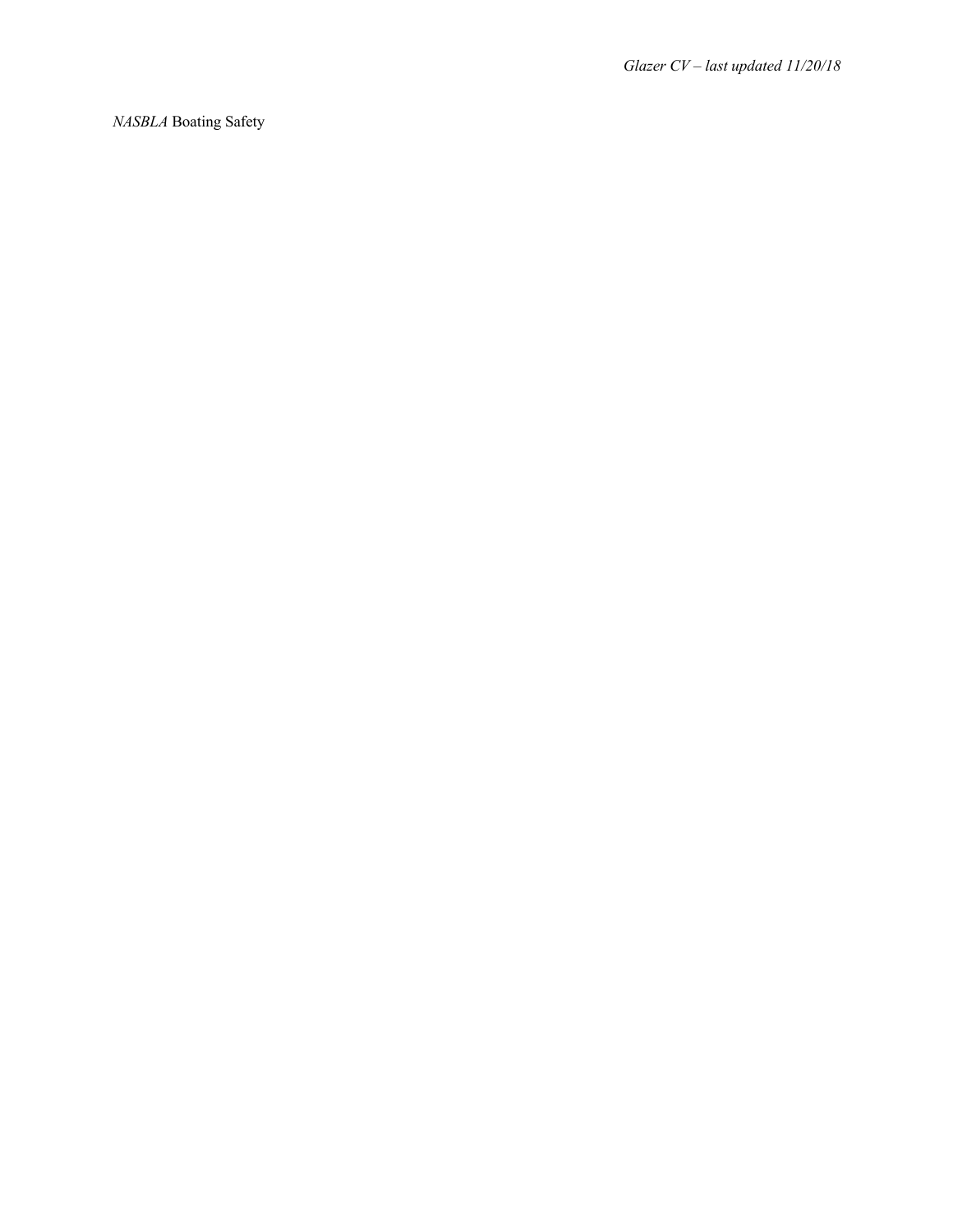*NASBLA* Boating Safety